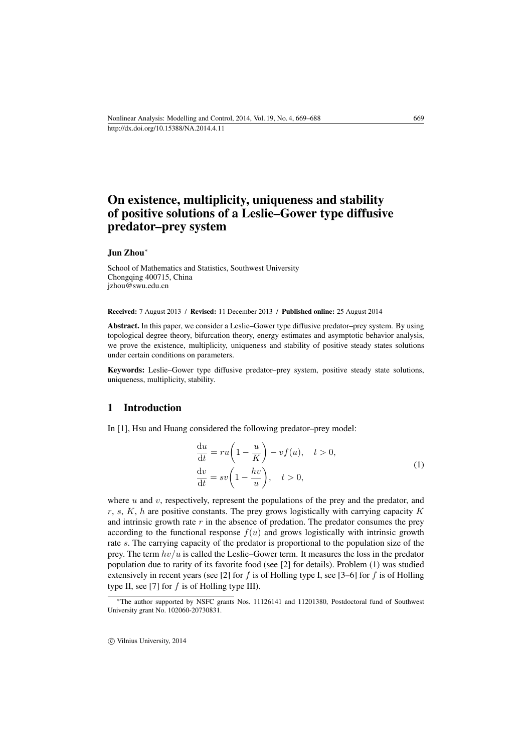# On existence, multiplicity, uniqueness and stability of positive solutions of a Leslie–Gower type diffusive predator–prey system

**Jun Zhou***

School of Mathematics and Statistics, Southwest University
Chongqing 400715, China
jzhou@swu.edu.cn

**Received:** 7 August 2013 / **Revised:** 11 December 2013 / **Published online:** 25 August 2014

**Abstract.** In this paper, we consider a Leslie–Gower type diffusive predator–prey system. By using topological degree theory, bifurcation theory, energy estimates and asymptotic behavior analysis, we prove the existence, multiplicity, uniqueness and stability of positive steady states solutions under certain conditions on parameters.

**Keywords:** Leslie–Gower type diffusive predator–prey system, positive steady state solutions, uniqueness, multiplicity, stability.

## 1 Introduction

In [1], Hsu and Huang considered the following predator–prey model:

$$
\begin{aligned}
\frac{\mathrm{d}u}{\mathrm{d}t} &= ru\left(1-\frac{u}{K}\right)-vf(u), \quad t>0,\\
\frac{\mathrm{d}v}{\mathrm{d}t} &= sv\left(1-\frac{hv}{u}\right), \quad t>0,
\end{aligned}
\tag{1}
$$

where $u$ and $v$, respectively, represent the populations of the prey and the predator, and $r$, $s$, $K$, $h$ are positive constants. The prey grows logistically with carrying capacity $K$ and intrinsic growth rate $r$ in the absence of predation. The predator consumes the prey according to the functional response $f(u)$ and grows logistically with intrinsic growth rate $s$. The carrying capacity of the predator is proportional to the population size of the prey. The term $hv/u$ is called the Leslie–Gower term. It measures the loss in the predator population due to rarity of its favorite food (see [2] for details). Problem (1) was studied extensively in recent years (see [2] for $f$ is of Holling type I, see [3–6] for $f$ is of Holling type II, see [7] for $f$ is of Holling type III).

*The author supported by NSFC grants Nos. 11126141 and 11201380, Postdoctoral fund of Southwest University grant No. 102060-20730831.

© Vilnius University, 2014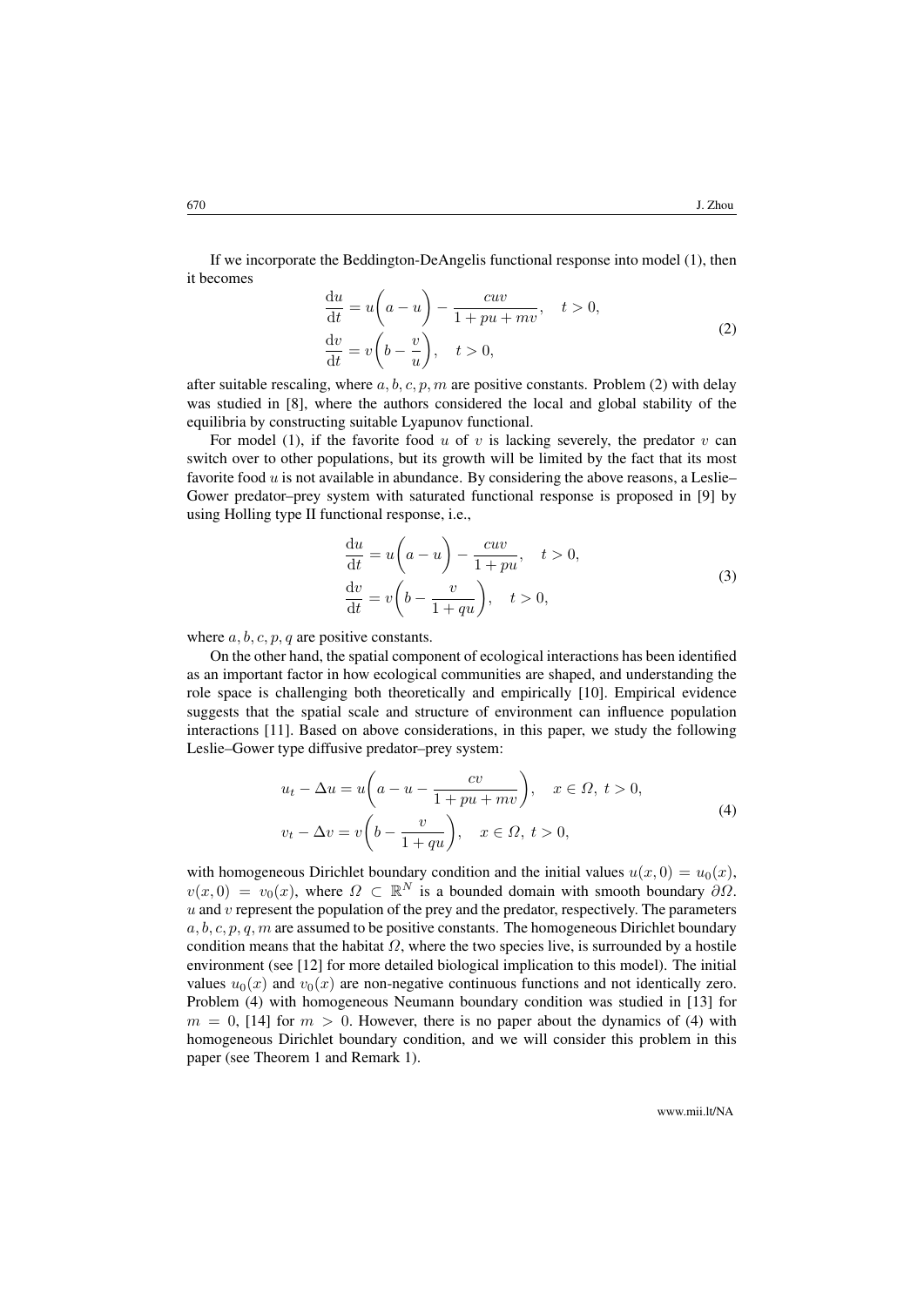If we incorporate the Beddington-DeAngelis functional response into model (1), then it becomes

$$
\begin{aligned}
\frac{\mathrm{d}u}{\mathrm{d}t} &= u\left(a - u\right) - \frac{cuv}{1 + pu + mv}, \quad t > 0, \\
\frac{\mathrm{d}v}{\mathrm{d}t} &= v\left(b - \frac{v}{u}\right), \quad t > 0,
\end{aligned} \tag{2}
$$

after suitable rescaling, where $a, b, c, p, m$ are positive constants. Problem (2) with delay was studied in [8], where the authors considered the local and global stability of the equilibria by constructing suitable Lyapunov functional.

For model (1), if the favorite food $u$ of $v$ is lacking severely, the predator $v$ can switch over to other populations, but its growth will be limited by the fact that its most favorite food $u$ is not available in abundance. By considering the above reasons, a Leslie–Gower predator–prey system with saturated functional response is proposed in [9] by using Holling type II functional response, i.e.,

$$
\begin{aligned}
\frac{\mathrm{d}u}{\mathrm{d}t} &= u\left(a - u\right) - \frac{cuv}{1 + pu}, \quad t > 0, \\
\frac{\mathrm{d}v}{\mathrm{d}t} &= v\left(b - \frac{v}{1 + qu}\right), \quad t > 0,
\end{aligned} \tag{3}
$$

where $a, b, c, p, q$ are positive constants.

On the other hand, the spatial component of ecological interactions has been identified as an important factor in how ecological communities are shaped, and understanding the role space is challenging both theoretically and empirically [10]. Empirical evidence suggests that the spatial scale and structure of environment can influence population interactions [11]. Based on above considerations, in this paper, we study the following Leslie–Gower type diffusive predator–prey system:

$$
\begin{aligned}
u_t - \Delta u &= u\left(a - u - \frac{cv}{1 + pu + mv}\right), \quad x \in \Omega,\ t > 0, \\
v_t - \Delta v &= v\left(b - \frac{v}{1 + qu}\right), \quad x \in \Omega,\ t > 0,
\end{aligned} \tag{4}
$$

with homogeneous Dirichlet boundary condition and the initial values $u(x, 0) = u_0(x)$, $v(x, 0) = v_0(x)$, where $\Omega \subset \mathbb{R}^N$ is a bounded domain with smooth boundary $\partial\Omega$. $u$ and $v$ represent the population of the prey and the predator, respectively. The parameters $a, b, c, p, q, m$ are assumed to be positive constants. The homogeneous Dirichlet boundary condition means that the habitat $\Omega$, where the two species live, is surrounded by a hostile environment (see [12] for more detailed biological implication to this model). The initial values $u_0(x)$ and $v_0(x)$ are non-negative continuous functions and not identically zero. Problem (4) with homogeneous Neumann boundary condition was studied in [13] for $m = 0$, [14] for $m > 0$. However, there is no paper about the dynamics of (4) with homogeneous Dirichlet boundary condition, and we will consider this problem in this paper (see Theorem 1 and Remark 1).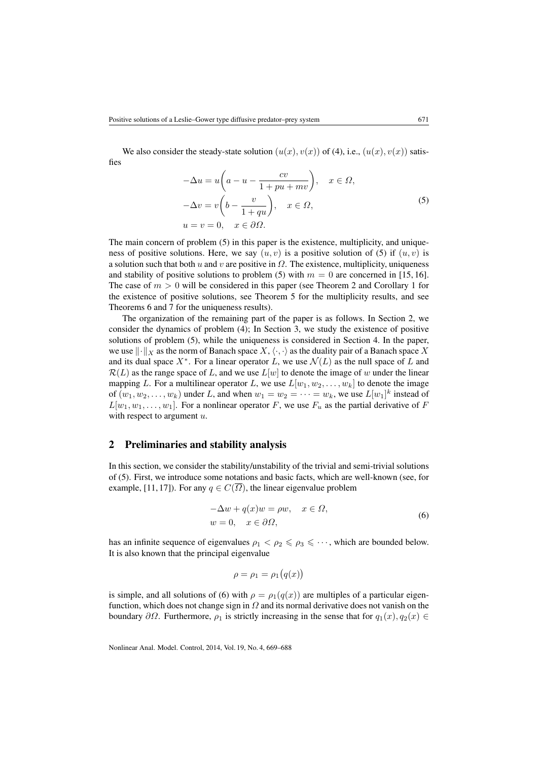We also consider the steady-state solution $(u(x), v(x))$ of (4), i.e., $(u(x), v(x))$ satisfies

$$
\begin{aligned}
&-\Delta u = u\left(a - u - \frac{cv}{1 + pu + mv}\right), \quad x \in \Omega,\\
&-\Delta v = v\left(b - \frac{v}{1 + qu}\right), \quad x \in \Omega,\\
&u = v = 0, \quad x \in \partial\Omega.
\end{aligned}
\tag{5}
$$

The main concern of problem (5) in this paper is the existence, multiplicity, and uniqueness of positive solutions. Here, we say $(u, v)$ is a positive solution of (5) if $(u, v)$ is a solution such that both $u$ and $v$ are positive in $\Omega$. The existence, multiplicity, uniqueness and stability of positive solutions to problem (5) with $m = 0$ are concerned in [15, 16]. The case of $m > 0$ will be considered in this paper (see Theorem 2 and Corollary 1 for the existence of positive solutions, see Theorem 5 for the multiplicity results, and see Theorems 6 and 7 for the uniqueness results).

The organization of the remaining part of the paper is as follows. In Section 2, we consider the dynamics of problem (4); In Section 3, we study the existence of positive solutions of problem (5), while the uniqueness is considered in Section 4. In the paper, we use $\|\cdot\|_X$ as the norm of Banach space $X$, $\langle\cdot,\cdot\rangle$ as the duality pair of a Banach space $X$ and its dual space $X^*$. For a linear operator $L$, we use $\mathcal{N}(L)$ as the null space of $L$ and $\mathcal{R}(L)$ as the range space of $L$, and we use $L[w]$ to denote the image of $w$ under the linear mapping $L$. For a multilinear operator $L$, we use $L[w_1, w_2, \dots, w_k]$ to denote the image of $(w_1, w_2, \dots, w_k)$ under $L$, and when $w_1 = w_2 = \dots = w_k$, we use $L[w_1]^k$ instead of $L[w_1, w_1, \dots, w_1]$. For a nonlinear operator $F$, we use $F_u$ as the partial derivative of $F$ with respect to argument $u$.

## 2 Preliminaries and stability analysis

In this section, we consider the stability/unstability of the trivial and semi-trivial solutions of (5). First, we introduce some notations and basic facts, which are well-known (see, for example, [11, 17]). For any $q \in C(\overline{\Omega})$, the linear eigenvalue problem

$$
\begin{aligned}
&-\Delta w + q(x)w = \rho w, \quad x \in \Omega,\\
&w = 0, \quad x \in \partial\Omega,
\end{aligned}
\tag{6}
$$

has an infinite sequence of eigenvalues $\rho_1 < \rho_2 \leqslant \rho_3 \leqslant \cdots$, which are bounded below. It is also known that the principal eigenvalue

$$
\rho = \rho_1 = \rho_1\big(q(x)\big)
$$

is simple, and all solutions of (6) with $\rho = \rho_1(q(x))$ are multiples of a particular eigenfunction, which does not change sign in $\Omega$ and its normal derivative does not vanish on the boundary $\partial\Omega$. Furthermore, $\rho_1$ is strictly increasing in the sense that for $q_1(x), q_2(x) \in$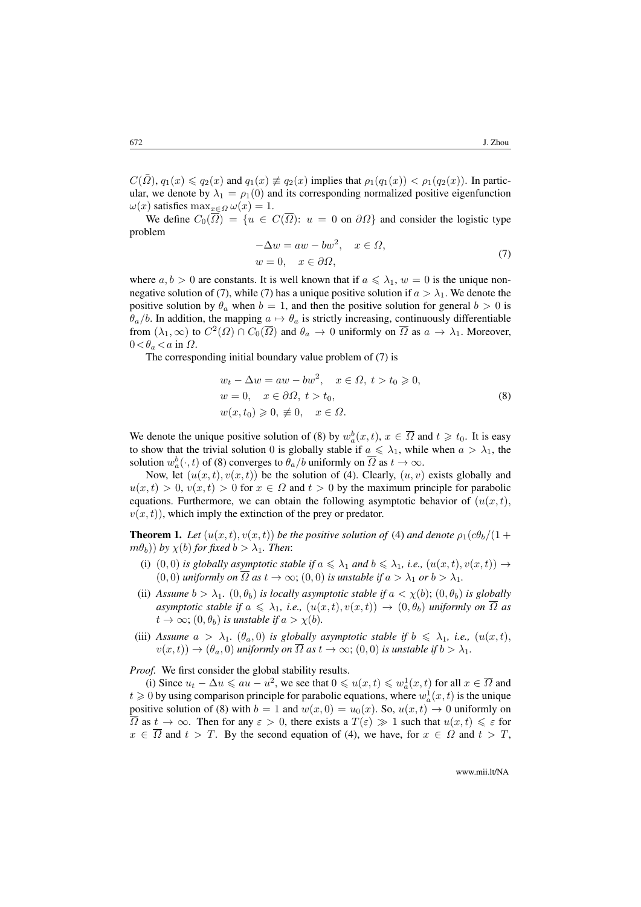$C(\bar{\Omega})$, $q_1(x) \leqslant q_2(x)$ and $q_1(x) \not\equiv q_2(x)$ implies that $\rho_1(q_1(x)) < \rho_1(q_2(x))$. In particular, we denote by $\lambda_1 = \rho_1(0)$ and its corresponding normalized positive eigenfunction $\omega(x)$ satisfies $\max_{x\in\Omega}\omega(x) = 1$.

We define $C_0(\overline{\Omega}) = \{u \in C(\overline{\Omega})\colon\ u = 0 \text{ on } \partial\Omega\}$ and consider the logistic type problem

$$
\begin{aligned}
&-\Delta w = aw - bw^2, \quad x \in \Omega,\\
&w = 0, \quad x \in \partial\Omega,
\end{aligned}
\tag{7}
$$

where $a, b > 0$ are constants. It is well known that if $a \leqslant \lambda_1$, $w = 0$ is the unique nonnegative solution of (7), while (7) has a unique positive solution if $a > \lambda_1$. We denote the positive solution by $\theta_a$ when $b = 1$, and then the positive solution for general $b > 0$ is $\theta_a/b$. In addition, the mapping $a \mapsto \theta_a$ is strictly increasing, continuously differentiable from $(\lambda_1, \infty)$ to $C^2(\Omega) \cap C_0(\overline{\Omega})$ and $\theta_a \to 0$ uniformly on $\overline{\Omega}$ as $a \to \lambda_1$. Moreover, $0 < \theta_a < a$ in $\Omega$.

The corresponding initial boundary value problem of (7) is

$$
\begin{aligned}
&w_t - \Delta w = aw - bw^2, \quad x \in \Omega,\ t > t_0 \geqslant 0,\\
&w = 0, \quad x \in \partial\Omega,\ t > t_0,\\
&w(x, t_0) \geqslant 0, \not\equiv 0, \quad x \in \Omega.
\end{aligned}
\tag{8}
$$

We denote the unique positive solution of (8) by $w_a^b(x,t)$, $x \in \overline{\Omega}$ and $t \geqslant t_0$. It is easy to show that the trivial solution 0 is globally stable if $a \leqslant \lambda_1$, while when $a > \lambda_1$, the solution $w_a^b(\cdot, t)$ of (8) converges to $\theta_a/b$ uniformly on $\overline{\Omega}$ as $t \to \infty$.

Now, let $(u(x,t), v(x,t))$ be the solution of (4). Clearly, $(u, v)$ exists globally and $u(x,t) > 0$, $v(x,t) > 0$ for $x \in \Omega$ and $t > 0$ by the maximum principle for parabolic equations. Furthermore, we can obtain the following asymptotic behavior of $(u(x,t), v(x,t))$, which imply the extinction of the prey or predator.

**Theorem 1.** *Let $(u(x,t), v(x,t))$ be the positive solution of* (4) *and denote $\rho_1(c\theta_b/(1 + m\theta_b))$ by $\chi(b)$ for fixed $b > \lambda_1$. Then*:

- (i) *$(0,0)$ is globally asymptotic stable if $a \leqslant \lambda_1$ and $b \leqslant \lambda_1$, i.e., $(u(x,t), v(x,t)) \to (0,0)$ uniformly on $\overline{\Omega}$ as $t \to \infty$; $(0,0)$ is unstable if $a > \lambda_1$ or $b > \lambda_1$.*
- (ii) *Assume $b > \lambda_1$. $(0, \theta_b)$ is locally asymptotic stable if $a < \chi(b)$; $(0, \theta_b)$ is globally asymptotic stable if $a \leqslant \lambda_1$, i.e., $(u(x,t), v(x,t)) \to (0, \theta_b)$ uniformly on $\overline{\Omega}$ as $t \to \infty$; $(0, \theta_b)$ is unstable if $a > \chi(b)$.*
- (iii) *Assume $a > \lambda_1$. $(\theta_a, 0)$ is globally asymptotic stable if $b \leqslant \lambda_1$, i.e., $(u(x,t), v(x,t)) \to (\theta_a, 0)$ uniformly on $\overline{\Omega}$ as $t \to \infty$; $(0,0)$ is unstable if $b > \lambda_1$.*

*Proof.* We first consider the global stability results.

(i) Since $u_t - \Delta u \leqslant au - u^2$, we see that $0 \leqslant u(x,t) \leqslant w_a^1(x,t)$ for all $x \in \overline{\Omega}$ and $t \geqslant 0$ by using comparison principle for parabolic equations, where $w_a^1(x,t)$ is the unique positive solution of (8) with $b = 1$ and $w(x, 0) = u_0(x)$. So, $u(x,t) \to 0$ uniformly on $\overline{\Omega}$ as $t \to \infty$. Then for any $\varepsilon > 0$, there exists a $T(\varepsilon) \gg 1$ such that $u(x,t) \leqslant \varepsilon$ for $x \in \overline{\Omega}$ and $t > T$. By the second equation of (4), we have, for $x \in \Omega$ and $t > T$,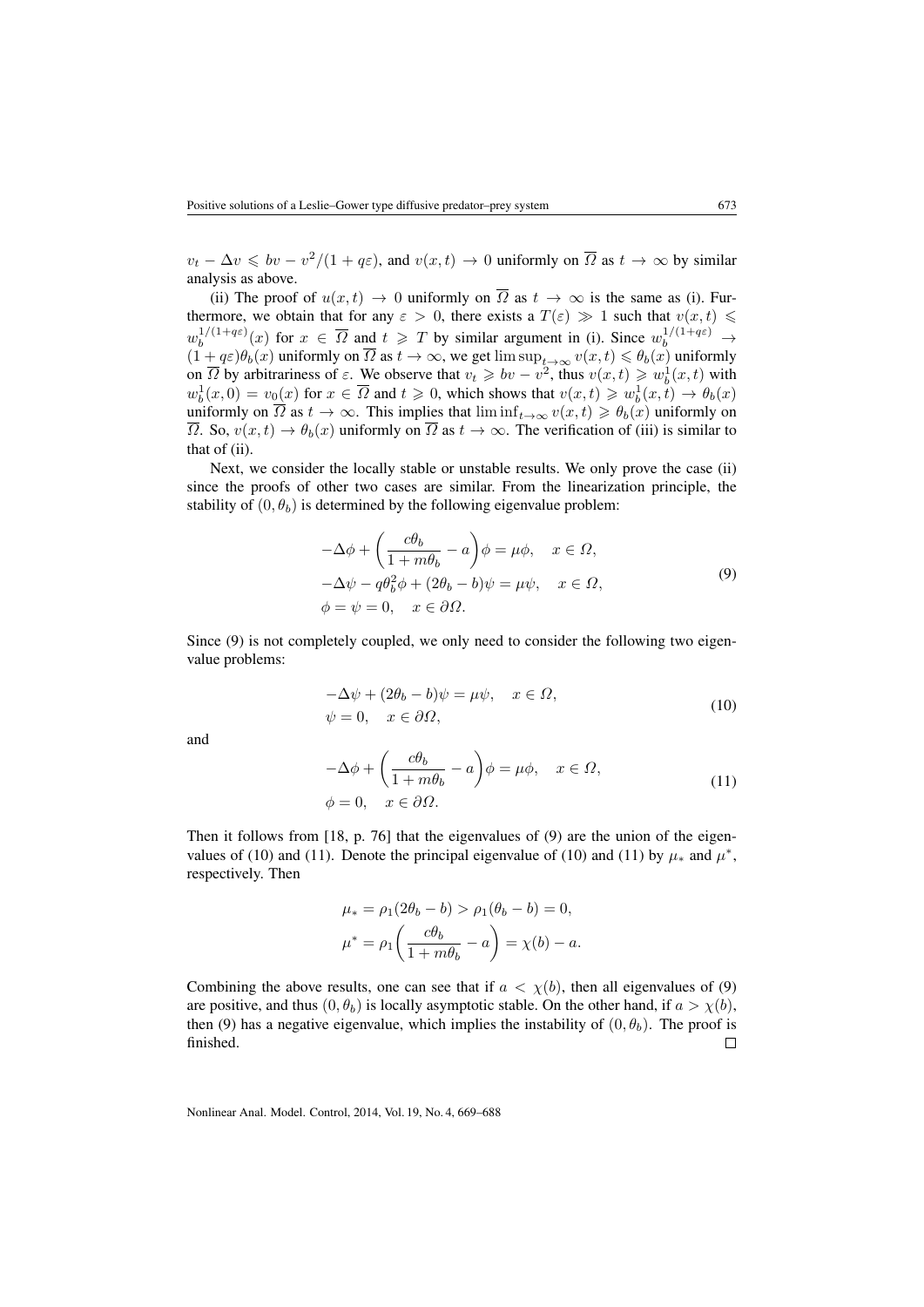$v_t - \Delta v \leqslant bv - v^2/(1+q\varepsilon)$, and $v(x,t) \to 0$ uniformly on $\overline{\Omega}$ as $t \to \infty$ by similar analysis as above.

(ii) The proof of $u(x,t) \to 0$ uniformly on $\overline{\Omega}$ as $t \to \infty$ is the same as (i). Furthermore, we obtain that for any $\varepsilon > 0$, there exists a $T(\varepsilon) \gg 1$ such that $v(x,t) \leqslant w_b^{1/(1+q\varepsilon)}(x)$ for $x \in \overline{\Omega}$ and $t \geqslant T$ by similar argument in (i). Since $w_b^{1/(1+q\varepsilon)} \to (1+q\varepsilon)\theta_b(x)$ uniformly on $\overline{\Omega}$ as $t \to \infty$, we get $\limsup_{t\to\infty} v(x,t) \leqslant \theta_b(x)$ uniformly on $\overline{\Omega}$ by arbitrariness of $\varepsilon$. We observe that $v_t \geqslant bv - v^2$, thus $v(x,t) \geqslant w_b^1(x,t)$ with $w_b^1(x,0) = v_0(x)$ for $x \in \overline{\Omega}$ and $t \geqslant 0$, which shows that $v(x,t) \geqslant w_b^1(x,t) \to \theta_b(x)$ uniformly on $\overline{\Omega}$ as $t \to \infty$. This implies that $\liminf_{t\to\infty} v(x,t) \geqslant \theta_b(x)$ uniformly on $\overline{\Omega}$. So, $v(x,t) \to \theta_b(x)$ uniformly on $\overline{\Omega}$ as $t \to \infty$. The verification of (iii) is similar to that of (ii).

Next, we consider the locally stable or unstable results. We only prove the case (ii) since the proofs of other two cases are similar. From the linearization principle, the stability of $(0, \theta_b)$ is determined by the following eigenvalue problem:

$$
\begin{aligned}
&-\Delta\phi + \left(\frac{c\theta_b}{1+m\theta_b} - a\right)\phi = \mu\phi, \quad x \in \Omega,\\
&-\Delta\psi - q\theta_b^2\phi + (2\theta_b - b)\psi = \mu\psi, \quad x \in \Omega,\\
&\phi = \psi = 0, \quad x \in \partial\Omega.
\end{aligned} \tag{9}
$$

Since (9) is not completely coupled, we only need to consider the following two eigenvalue problems:

$$
\begin{aligned}
&-\Delta\psi + (2\theta_b - b)\psi = \mu\psi, \quad x \in \Omega,\\
&\psi = 0, \quad x \in \partial\Omega,
\end{aligned} \tag{10}
$$

and

$$
\begin{aligned}
&-\Delta\phi + \left(\frac{c\theta_b}{1+m\theta_b} - a\right)\phi = \mu\phi, \quad x \in \Omega,\\
&\phi = 0, \quad x \in \partial\Omega.
\end{aligned} \tag{11}
$$

Then it follows from [18, p. 76] that the eigenvalues of (9) are the union of the eigenvalues of (10) and (11). Denote the principal eigenvalue of (10) and (11) by $\mu_*$ and $\mu^*$, respectively. Then

$$
\begin{aligned}
&\mu_* = \rho_1(2\theta_b - b) > \rho_1(\theta_b - b) = 0,\\
&\mu^* = \rho_1\left(\frac{c\theta_b}{1+m\theta_b} - a\right) = \chi(b) - a.
\end{aligned}
$$

Combining the above results, one can see that if $a < \chi(b)$, then all eigenvalues of (9) are positive, and thus $(0, \theta_b)$ is locally asymptotic stable. On the other hand, if $a > \chi(b)$, then (9) has a negative eigenvalue, which implies the instability of $(0, \theta_b)$. The proof is finished. □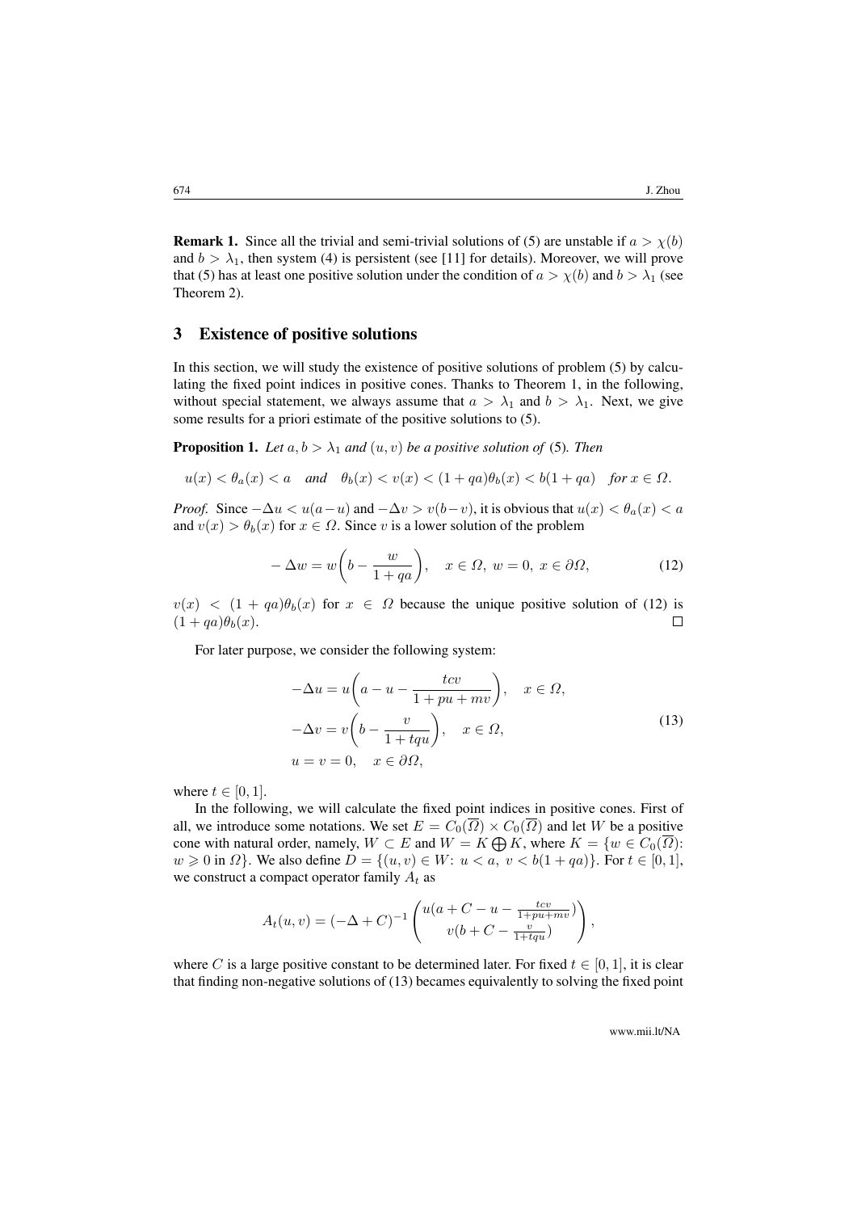**Remark 1.** Since all the trivial and semi-trivial solutions of (5) are unstable if $a > \chi(b)$ and $b > \lambda_1$, then system (4) is persistent (see [11] for details). Moreover, we will prove that (5) has at least one positive solution under the condition of $a > \chi(b)$ and $b > \lambda_1$ (see Theorem 2).

## 3 Existence of positive solutions

In this section, we will study the existence of positive solutions of problem (5) by calculating the fixed point indices in positive cones. Thanks to Theorem 1, in the following, without special statement, we always assume that $a > \lambda_1$ and $b > \lambda_1$. Next, we give some results for a priori estimate of the positive solutions to (5).

**Proposition 1.** *Let $a, b > \lambda_1$ and $(u, v)$ be a positive solution of* (5)*. Then*

$$u(x) < \theta_a(x) < a \quad \textit{and} \quad \theta_b(x) < v(x) < (1 + qa)\theta_b(x) < b(1 + qa) \quad \textit{for } x \in \Omega.$$

*Proof.* Since $-\Delta u < u(a-u)$ and $-\Delta v > v(b-v)$, it is obvious that $u(x) < \theta_a(x) < a$ and $v(x) > \theta_b(x)$ for $x \in \Omega$. Since $v$ is a lower solution of the problem

$$-\Delta w = w\left(b - \frac{w}{1 + qa}\right), \quad x \in \Omega, \ w = 0, \ x \in \partial\Omega, \tag{12}$$

$v(x) < (1 + qa)\theta_b(x)$ for $x \in \Omega$ because the unique positive solution of (12) is $(1 + qa)\theta_b(x)$. $\square$

For later purpose, we consider the following system:

$$\begin{aligned}
&-\Delta u = u\left(a - u - \frac{tcv}{1 + pu + mv}\right), \quad x \in \Omega, \\
&-\Delta v = v\left(b - \frac{v}{1 + tqu}\right), \quad x \in \Omega, \\
&u = v = 0, \quad x \in \partial\Omega,
\end{aligned} \tag{13}$$

where $t \in [0, 1]$.

In the following, we will calculate the fixed point indices in positive cones. First of all, we introduce some notations. We set $E = C_0(\overline{\Omega}) \times C_0(\overline{\Omega})$ and let $W$ be a positive cone with natural order, namely, $W \subset E$ and $W = K \bigoplus K$, where $K = \{w \in C_0(\overline{\Omega})$: $w \geqslant 0$ in $\Omega\}$. We also define $D = \{(u, v) \in W$: $u < a$, $v < b(1 + qa)\}$. For $t \in [0, 1]$, we construct a compact operator family $A_t$ as

$$A_t(u, v) = (-\Delta + C)^{-1} \begin{pmatrix} u(a + C - u - \frac{tcv}{1+pu+mv}) \\ v(b + C - \frac{v}{1+tqu}) \end{pmatrix},$$

where $C$ is a large positive constant to be determined later. For fixed $t \in [0, 1]$, it is clear that finding non-negative solutions of (13) becames equivalently to solving the fixed point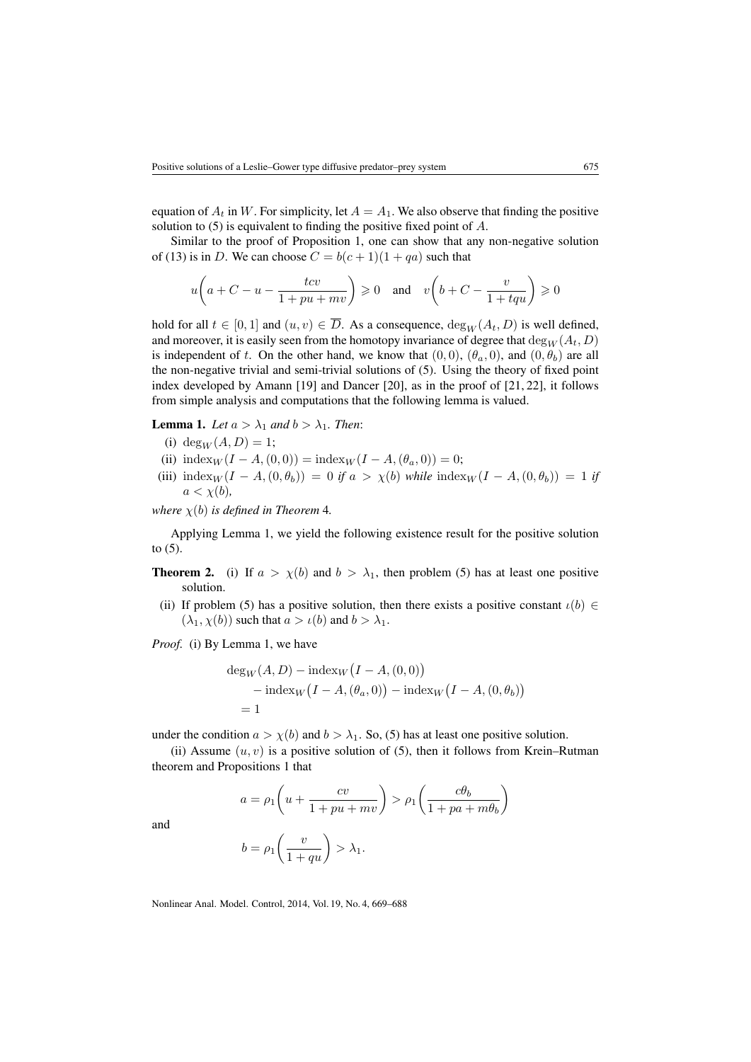equation of $A_t$ in $W$. For simplicity, let $A = A_1$. We also observe that finding the positive solution to (5) is equivalent to finding the positive fixed point of $A$.

Similar to the proof of Proposition 1, one can show that any non-negative solution of (13) is in $D$. We can choose $C = b(c+1)(1+qa)$ such that

$$u\left(a + C - u - \frac{tcv}{1+pu+mv}\right) \geqslant 0 \quad \text{and} \quad v\left(b + C - \frac{v}{1+tqu}\right) \geqslant 0$$

hold for all $t \in [0,1]$ and $(u,v) \in \overline{D}$. As a consequence, $\deg_W(A_t, D)$ is well defined, and moreover, it is easily seen from the homotopy invariance of degree that $\deg_W(A_t, D)$ is independent of $t$. On the other hand, we know that $(0,0)$, $(\theta_a, 0)$, and $(0, \theta_b)$ are all the non-negative trivial and semi-trivial solutions of (5). Using the theory of fixed point index developed by Amann [19] and Dancer [20], as in the proof of [21, 22], it follows from simple analysis and computations that the following lemma is valued.

**Lemma 1.** *Let $a > \lambda_1$ and $b > \lambda_1$. Then*:

(i) $\deg_W(A, D) = 1$;

(ii) $\operatorname{index}_W(I - A, (0,0)) = \operatorname{index}_W(I - A, (\theta_a, 0)) = 0$;

(iii) $\operatorname{index}_W(I - A, (0, \theta_b)) = 0$ *if* $a > \chi(b)$ *while* $\operatorname{index}_W(I - A, (0, \theta_b)) = 1$ *if* $a < \chi(b)$,

*where $\chi(b)$ is defined in Theorem* 4.

Applying Lemma 1, we yield the following existence result for the positive solution to (5).

**Theorem 2.** (i) If $a > \chi(b)$ and $b > \lambda_1$, then problem (5) has at least one positive solution.

(ii) If problem (5) has a positive solution, then there exists a positive constant $\iota(b) \in (\lambda_1, \chi(b))$ such that $a > \iota(b)$ and $b > \lambda_1$.

*Proof.* (i) By Lemma 1, we have

$$\begin{aligned}
&\deg_W(A, D) - \operatorname{index}_W\big(I - A, (0,0)\big) \\
&\quad - \operatorname{index}_W\big(I - A, (\theta_a, 0)\big) - \operatorname{index}_W\big(I - A, (0, \theta_b)\big) \\
&= 1
\end{aligned}$$

under the condition $a > \chi(b)$ and $b > \lambda_1$. So, (5) has at least one positive solution.

(ii) Assume $(u,v)$ is a positive solution of (5), then it follows from Krein–Rutman theorem and Propositions 1 that

$$a = \rho_1\left(u + \frac{cv}{1+pu+mv}\right) > \rho_1\left(\frac{c\theta_b}{1+pa+m\theta_b}\right)$$

and

$$b = \rho_1\left(\frac{v}{1+qu}\right) > \lambda_1.$$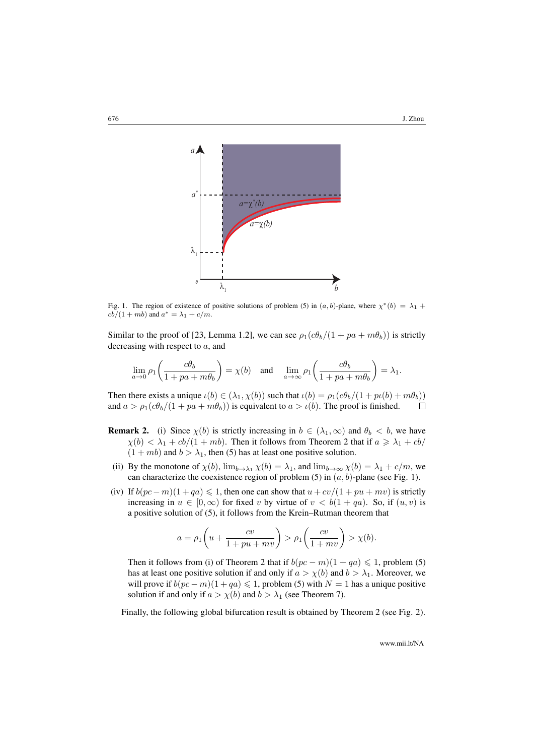Fig. 1. The region of existence of positive solutions of problem (5) in $(a, b)$-plane, where $\chi^*(b) = \lambda_1 + cb/(1 + mb)$ and $a^* = \lambda_1 + c/m$.

Similar to the proof of [23, Lemma 1.2], we can see $\rho_1(c\theta_b/(1 + pa + m\theta_b))$ is strictly decreasing with respect to $a$, and

$$\lim_{a\to 0} \rho_1\left(\frac{c\theta_b}{1 + pa + m\theta_b}\right) = \chi(b) \quad \text{and} \quad \lim_{a\to\infty} \rho_1\left(\frac{c\theta_b}{1 + pa + m\theta_b}\right) = \lambda_1.$$

Then there exists a unique $\iota(b) \in (\lambda_1, \chi(b))$ such that $\iota(b) = \rho_1(c\theta_b/(1 + p\iota(b) + m\theta_b))$ and $a > \rho_1(c\theta_b/(1 + pa + m\theta_b))$ is equivalent to $a > \iota(b)$. The proof is finished. □

**Remark 2.** (i) Since $\chi(b)$ is strictly increasing in $b \in (\lambda_1, \infty)$ and $\theta_b < b$, we have $\chi(b) < \lambda_1 + cb/(1 + mb)$. Then it follows from Theorem 2 that if $a \geqslant \lambda_1 + cb/(1 + mb)$ and $b > \lambda_1$, then (5) has at least one positive solution.

(ii) By the monotone of $\chi(b)$, $\lim_{b\to\lambda_1} \chi(b) = \lambda_1$, and $\lim_{b\to\infty} \chi(b) = \lambda_1 + c/m$, we can characterize the coexistence region of problem (5) in $(a, b)$-plane (see Fig. 1).

(iv) If $b(pc - m)(1 + qa) \leqslant 1$, then one can show that $u + cv/(1 + pu + mv)$ is strictly increasing in $u \in [0, \infty)$ for fixed $v$ by virtue of $v < b(1 + qa)$. So, if $(u, v)$ is a positive solution of (5), it follows from the Krein–Rutman theorem that

$$a = \rho_1\left(u + \frac{cv}{1 + pu + mv}\right) > \rho_1\left(\frac{cv}{1 + mv}\right) > \chi(b).$$

Then it follows from (i) of Theorem 2 that if $b(pc - m)(1 + qa) \leqslant 1$, problem (5) has at least one positive solution if and only if $a > \chi(b)$ and $b > \lambda_1$. Moreover, we will prove if $b(pc - m)(1 + qa) \leqslant 1$, problem (5) with $N = 1$ has a unique positive solution if and only if $a > \chi(b)$ and $b > \lambda_1$ (see Theorem 7).

Finally, the following global bifurcation result is obtained by Theorem 2 (see Fig. 2).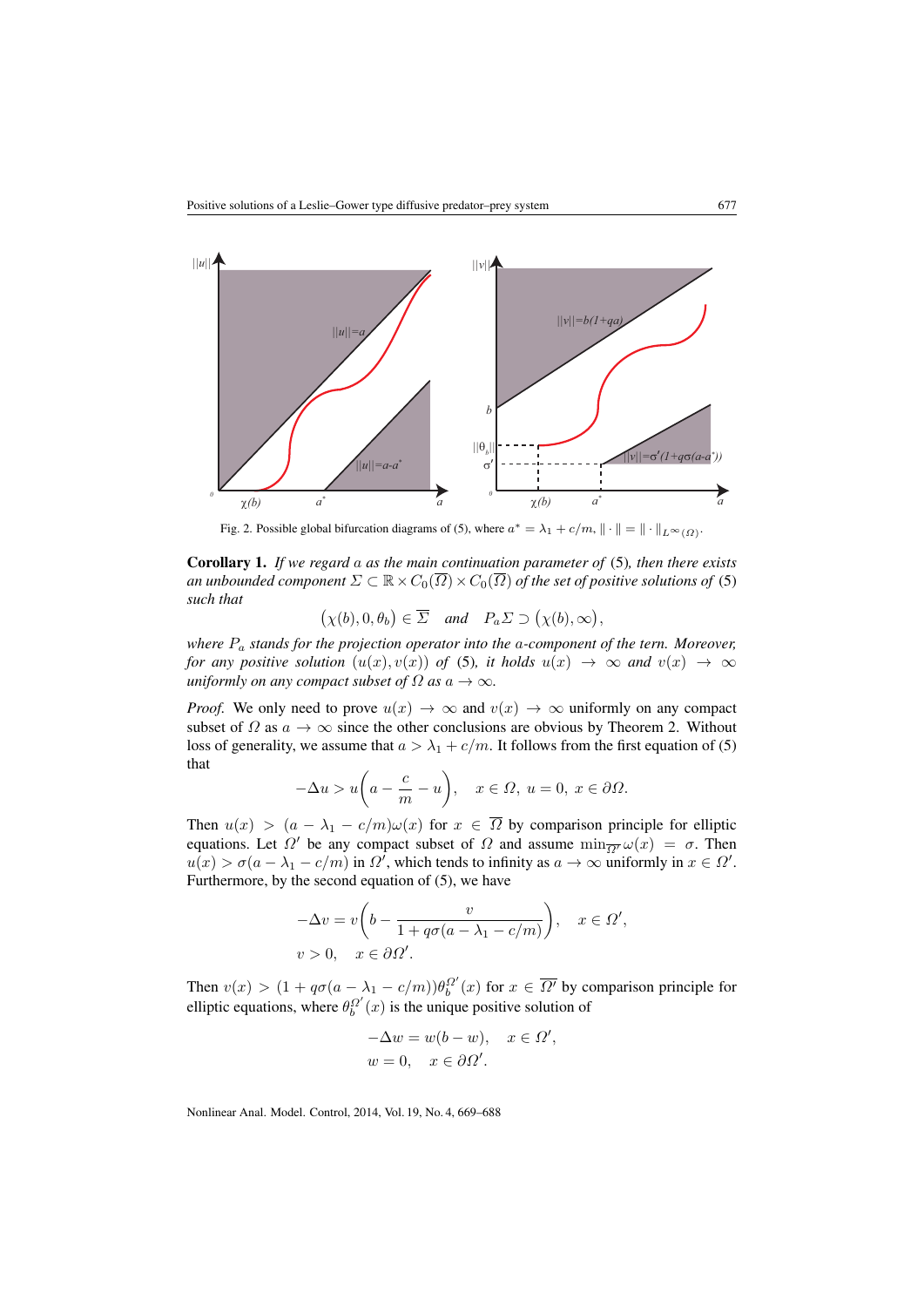Fig. 2. Possible global bifurcation diagrams of (5), where $a^* = \lambda_1 + c/m$, $\|\cdot\| = \|\cdot\|_{L^\infty(\Omega)}$.

**Corollary 1.** *If we regard $a$ as the main continuation parameter of* (5)*, then there exists an unbounded component $\Sigma \subset \mathbb{R} \times C_0(\overline{\Omega}) \times C_0(\overline{\Omega})$ of the set of positive solutions of* (5) *such that*

$$\big(\chi(b), 0, \theta_b\big) \in \overline{\Sigma} \quad \text{and} \quad P_a\Sigma \supset \big(\chi(b), \infty\big),$$

*where $P_a$ stands for the projection operator into the $a$-component of the tern. Moreover, for any positive solution $(u(x), v(x))$ of* (5)*, it holds $u(x) \to \infty$ and $v(x) \to \infty$ uniformly on any compact subset of $\Omega$ as $a \to \infty$.*

*Proof.* We only need to prove $u(x) \to \infty$ and $v(x) \to \infty$ uniformly on any compact subset of $\Omega$ as $a \to \infty$ since the other conclusions are obvious by Theorem 2. Without loss of generality, we assume that $a > \lambda_1 + c/m$. It follows from the first equation of (5) that

$$-\Delta u > u\left(a - \frac{c}{m} - u\right), \quad x \in \Omega, \ u = 0, \ x \in \partial\Omega.$$

Then $u(x) > (a - \lambda_1 - c/m)\omega(x)$ for $x \in \overline{\Omega}$ by comparison principle for elliptic equations. Let $\Omega'$ be any compact subset of $\Omega$ and assume $\min_{\overline{\Omega'}} \omega(x) = \sigma$. Then $u(x) > \sigma(a - \lambda_1 - c/m)$ in $\Omega'$, which tends to infinity as $a \to \infty$ uniformly in $x \in \Omega'$. Furthermore, by the second equation of (5), we have

$$\begin{aligned}
&-\Delta v = v\left(b - \frac{v}{1 + q\sigma(a - \lambda_1 - c/m)}\right), \quad x \in \Omega', \\
&v > 0, \quad x \in \partial\Omega'.
\end{aligned}$$

Then $v(x) > (1 + q\sigma(a - \lambda_1 - c/m))\theta_b^{\Omega'}(x)$ for $x \in \overline{\Omega'}$ by comparison principle for elliptic equations, where $\theta_b^{\Omega'}(x)$ is the unique positive solution of

$$\begin{aligned}
&-\Delta w = w(b - w), \quad x \in \Omega', \\
&w = 0, \quad x \in \partial\Omega'.
\end{aligned}$$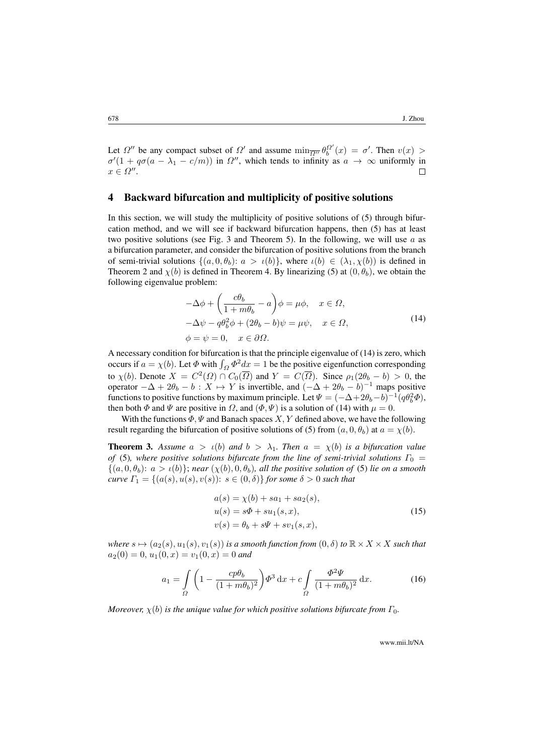Let $\Omega''$ be any compact subset of $\Omega'$ and assume $\min_{\overline{\Omega''}} \theta_b^{\Omega'}(x) = \sigma'$. Then $v(x) > \sigma'(1 + q\sigma(a - \lambda_1 - c/m))$ in $\Omega''$, which tends to infinity as $a \to \infty$ uniformly in $x \in \Omega''$. $\square$

## 4 Backward bifurcation and multiplicity of positive solutions

In this section, we will study the multiplicity of positive solutions of (5) through bifurcation method, and we will see if backward bifurcation happens, then (5) has at least two positive solutions (see Fig. 3 and Theorem 5). In the following, we will use $a$ as a bifurcation parameter, and consider the bifurcation of positive solutions from the branch of semi-trivial solutions $\{(a, 0, \theta_b)\colon a > \iota(b)\}$, where $\iota(b) \in (\lambda_1, \chi(b))$ is defined in Theorem 2 and $\chi(b)$ is defined in Theorem 4. By linearizing (5) at $(0, \theta_b)$, we obtain the following eigenvalue problem:

$$
\begin{aligned}
&-\Delta\phi + \left(\frac{c\theta_b}{1 + m\theta_b} - a\right)\phi = \mu\phi, \quad x \in \Omega, \\
&-\Delta\psi - q\theta_b^2\phi + (2\theta_b - b)\psi = \mu\psi, \quad x \in \Omega, \\
&\phi = \psi = 0, \quad x \in \partial\Omega.
\end{aligned}
\tag{14}
$$

A necessary condition for bifurcation is that the principle eigenvalue of (14) is zero, which occurs if $a = \chi(b)$. Let $\Phi$ with $\int_\Omega \Phi^2 dx = 1$ be the positive eigenfunction corresponding to $\chi(b)$. Denote $X = C^2(\Omega) \cap C_0(\overline{\Omega})$ and $Y = C(\overline{\Omega})$. Since $\rho_1(2\theta_b - b) > 0$, the operator $-\Delta + 2\theta_b - b : X \mapsto Y$ is invertible, and $(-\Delta + 2\theta_b - b)^{-1}$ maps positive functions to positive functions by maximum principle. Let $\Psi = (-\Delta + 2\theta_b - b)^{-1}(q\theta_b^2\Phi)$, then both $\Phi$ and $\Psi$ are positive in $\Omega$, and $(\Phi, \Psi)$ is a solution of (14) with $\mu = 0$.

With the functions $\Phi, \Psi$ and Banach spaces $X, Y$ defined above, we have the following result regarding the bifurcation of positive solutions of (5) from $(a, 0, \theta_b)$ at $a = \chi(b)$.

**Theorem 3.** *Assume $a > \iota(b)$ and $b > \lambda_1$. Then $a = \chi(b)$ is a bifurcation value of (5), where positive solutions bifurcate from the line of semi-trivial solutions $\Gamma_0 = \{(a, 0, \theta_b)\colon a > \iota(b)\}$; near $(\chi(b), 0, \theta_b)$, all the positive solution of (5) lie on a smooth curve $\Gamma_1 = \{(a(s), u(s), v(s))\colon s \in (0, \delta)\}$ for some $\delta > 0$ such that*

$$
\begin{aligned}
a(s) &= \chi(b) + sa_1 + sa_2(s), \\
u(s) &= s\Phi + su_1(s, x), \\
v(s) &= \theta_b + s\Psi + sv_1(s, x),
\end{aligned}
\tag{15}
$$

*where $s \mapsto (a_2(s), u_1(s), v_1(s))$ is a smooth function from $(0, \delta)$ to $\mathbb{R} \times X \times X$ such that $a_2(0) = 0$, $u_1(0, x) = v_1(0, x) = 0$ and*

$$
a_1 = \int_\Omega \left(1 - \frac{cp\theta_b}{(1 + m\theta_b)^2}\right)\Phi^3 \,\mathrm{d}x + c\int_\Omega \frac{\Phi^2\Psi}{(1 + m\theta_b)^2} \,\mathrm{d}x.
\tag{16}
$$

*Moreover, $\chi(b)$ is the unique value for which positive solutions bifurcate from $\Gamma_0$.*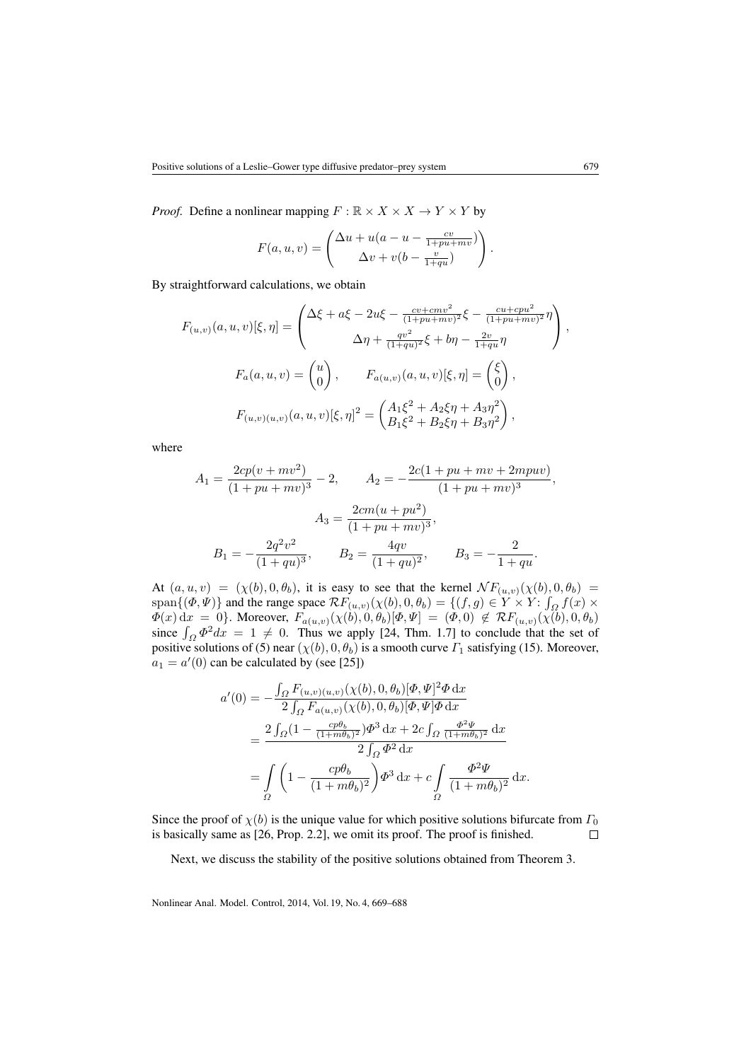*Proof.* Define a nonlinear mapping $F : \mathbb{R} \times X \times X \to Y \times Y$ by

$$F(a, u, v) = \begin{pmatrix} \Delta u + u(a - u - \frac{cv}{1+pu+mv}) \\ \Delta v + v(b - \frac{v}{1+qu}) \end{pmatrix}.$$

By straightforward calculations, we obtain

$$F_{(u,v)}(a, u, v)[\xi, \eta] = \begin{pmatrix} \Delta \xi + a\xi - 2u\xi - \frac{cv+cmv^2}{(1+pu+mv)^2}\xi - \frac{cu+cpu^2}{(1+pu+mv)^2}\eta \\ \Delta \eta + \frac{qv^2}{(1+qu)^2}\xi + b\eta - \frac{2v}{1+qu}\eta \end{pmatrix},$$

$$F_a(a, u, v) = \begin{pmatrix} u \\ 0 \end{pmatrix}, \qquad F_{a(u,v)}(a, u, v)[\xi, \eta] = \begin{pmatrix} \xi \\ 0 \end{pmatrix},$$

$$F_{(u,v)(u,v)}(a, u, v)[\xi, \eta]^2 = \begin{pmatrix} A_1\xi^2 + A_2\xi\eta + A_3\eta^2 \\ B_1\xi^2 + B_2\xi\eta + B_3\eta^2 \end{pmatrix},$$

where

$$A_1 = \frac{2cp(v + mv^2)}{(1 + pu + mv)^3} - 2, \qquad A_2 = -\frac{2c(1 + pu + mv + 2mpuv)}{(1 + pu + mv)^3},$$

$$A_3 = \frac{2cm(u + pu^2)}{(1 + pu + mv)^3},$$

$$B_1 = -\frac{2q^2v^2}{(1 + qu)^3}, \qquad B_2 = \frac{4qv}{(1 + qu)^2}, \qquad B_3 = -\frac{2}{1 + qu}.$$

At $(a, u, v) = (\chi(b), 0, \theta_b)$, it is easy to see that the kernel $\mathcal{N}F_{(u,v)}(\chi(b), 0, \theta_b) = \operatorname{span}\{(\Phi, \Psi)\}$ and the range space $\mathcal{R}F_{(u,v)}(\chi(b), 0, \theta_b) = \{(f, g) \in Y \times Y: \int_\Omega f(x) \times \Phi(x)\,\mathrm{d}x = 0\}$. Moreover, $F_{a(u,v)}(\chi(b), 0, \theta_b)[\Phi, \Psi] = (\Phi, 0) \notin \mathcal{R}F_{(u,v)}(\chi(b), 0, \theta_b)$ since $\int_\Omega \Phi^2 dx = 1 \neq 0$. Thus we apply [24, Thm. 1.7] to conclude that the set of positive solutions of (5) near $(\chi(b), 0, \theta_b)$ is a smooth curve $\Gamma_1$ satisfying (15). Moreover, $a_1 = a'(0)$ can be calculated by (see [25])

$$\begin{aligned} a'(0) &= -\frac{\int_\Omega F_{(u,v)(u,v)}(\chi(b), 0, \theta_b)[\Phi, \Psi]^2\Phi\,\mathrm{d}x}{2\int_\Omega F_{a(u,v)}(\chi(b), 0, \theta_b)[\Phi, \Psi]\Phi\,\mathrm{d}x} \\ &= \frac{2\int_\Omega(1 - \frac{cp\theta_b}{(1+m\theta_b)^2})\Phi^3\,\mathrm{d}x + 2c\int_\Omega \frac{\Phi^2\Psi}{(1+m\theta_b)^2}\,\mathrm{d}x}{2\int_\Omega \Phi^2\,\mathrm{d}x} \\ &= \int_\Omega \left(1 - \frac{cp\theta_b}{(1 + m\theta_b)^2}\right)\Phi^3\,\mathrm{d}x + c\int_\Omega \frac{\Phi^2\Psi}{(1 + m\theta_b)^2}\,\mathrm{d}x. \end{aligned}$$

Since the proof of $\chi(b)$ is the unique value for which positive solutions bifurcate from $\Gamma_0$ is basically same as [26, Prop. 2.2], we omit its proof. The proof is finished. $\square$

Next, we discuss the stability of the positive solutions obtained from Theorem 3.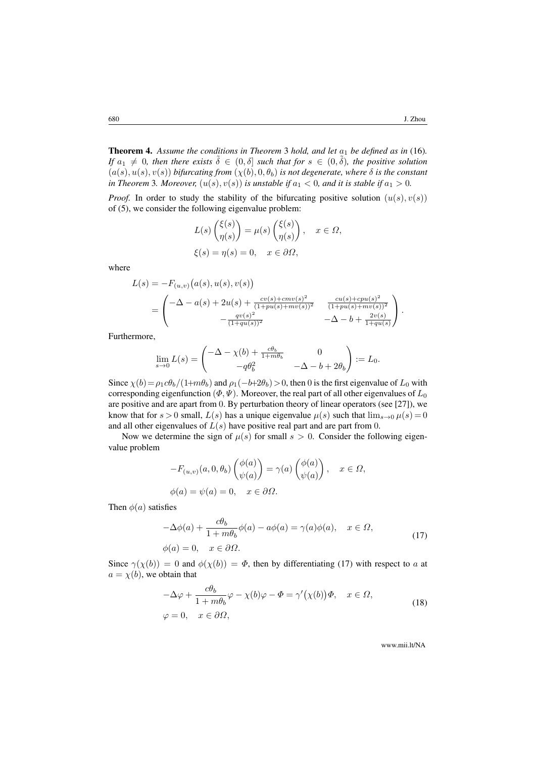**Theorem 4.** *Assume the conditions in Theorem* 3 *hold, and let $a_1$ be defined as in* (16)*. If $a_1 \neq 0$, then there exists $\tilde{\delta} \in (0, \delta]$ such that for $s \in (0, \tilde{\delta})$, the positive solution $(a(s), u(s), v(s))$ bifurcating from $(\chi(b), 0, \theta_b)$ is not degenerate, where $\delta$ is the constant in Theorem* 3*. Moreover, $(u(s), v(s))$ is unstable if $a_1 < 0$, and it is stable if $a_1 > 0$.*

*Proof.* In order to study the stability of the bifurcating positive solution $(u(s), v(s))$ of (5), we consider the following eigenvalue problem:

$$L(s)\begin{pmatrix}\xi(s)\\ \eta(s)\end{pmatrix} = \mu(s)\begin{pmatrix}\xi(s)\\ \eta(s)\end{pmatrix}, \quad x \in \Omega,$$
$$\xi(s) = \eta(s) = 0, \quad x \in \partial\Omega,$$

where

$$L(s) = -F_{(u,v)}\big(a(s), u(s), v(s)\big) = \begin{pmatrix} -\Delta - a(s) + 2u(s) + \frac{cv(s)+cmv(s)^2}{(1+pu(s)+mv(s))^2} & \frac{cu(s)+cpu(s)^2}{(1+pu(s)+mv(s))^2} \\ -\frac{qv(s)^2}{(1+qu(s))^2} & -\Delta - b + \frac{2v(s)}{1+qu(s)} \end{pmatrix}.$$

Furthermore,

$$\lim_{s\to 0} L(s) = \begin{pmatrix} -\Delta - \chi(b) + \frac{c\theta_b}{1+m\theta_b} & 0 \\ -q\theta_b^2 & -\Delta - b + 2\theta_b \end{pmatrix} := L_0.$$

Since $\chi(b) = \rho_1 c\theta_b/(1+m\theta_b)$ and $\rho_1(-b+2\theta_b) > 0$, then 0 is the first eigenvalue of $L_0$ with corresponding eigenfunction $(\Phi, \Psi)$. Moreover, the real part of all other eigenvalues of $L_0$ are positive and are apart from 0. By perturbation theory of linear operators (see [27]), we know that for $s > 0$ small, $L(s)$ has a unique eigenvalue $\mu(s)$ such that $\lim_{s\to 0}\mu(s) = 0$ and all other eigenvalues of $L(s)$ have positive real part and are part from 0.

Now we determine the sign of $\mu(s)$ for small $s > 0$. Consider the following eigenvalue problem

$$-F_{(u,v)}(a, 0, \theta_b)\begin{pmatrix}\phi(a)\\ \psi(a)\end{pmatrix} = \gamma(a)\begin{pmatrix}\phi(a)\\ \psi(a)\end{pmatrix}, \quad x \in \Omega,$$
$$\phi(a) = \psi(a) = 0, \quad x \in \partial\Omega.$$

Then $\phi(a)$ satisfies

$$\begin{aligned} &-\Delta\phi(a) + \frac{c\theta_b}{1+m\theta_b}\phi(a) - a\phi(a) = \gamma(a)\phi(a), \quad x \in \Omega, \\ &\phi(a) = 0, \quad x \in \partial\Omega. \end{aligned} \tag{17}$$

Since $\gamma(\chi(b)) = 0$ and $\phi(\chi(b)) = \Phi$, then by differentiating (17) with respect to $a$ at $a = \chi(b)$, we obtain that

$$\begin{aligned} &-\Delta\varphi + \frac{c\theta_b}{1+m\theta_b}\varphi - \chi(b)\varphi - \Phi = \gamma'\big(\chi(b)\big)\Phi, \quad x \in \Omega, \\ &\varphi = 0, \quad x \in \partial\Omega, \end{aligned} \tag{18}$$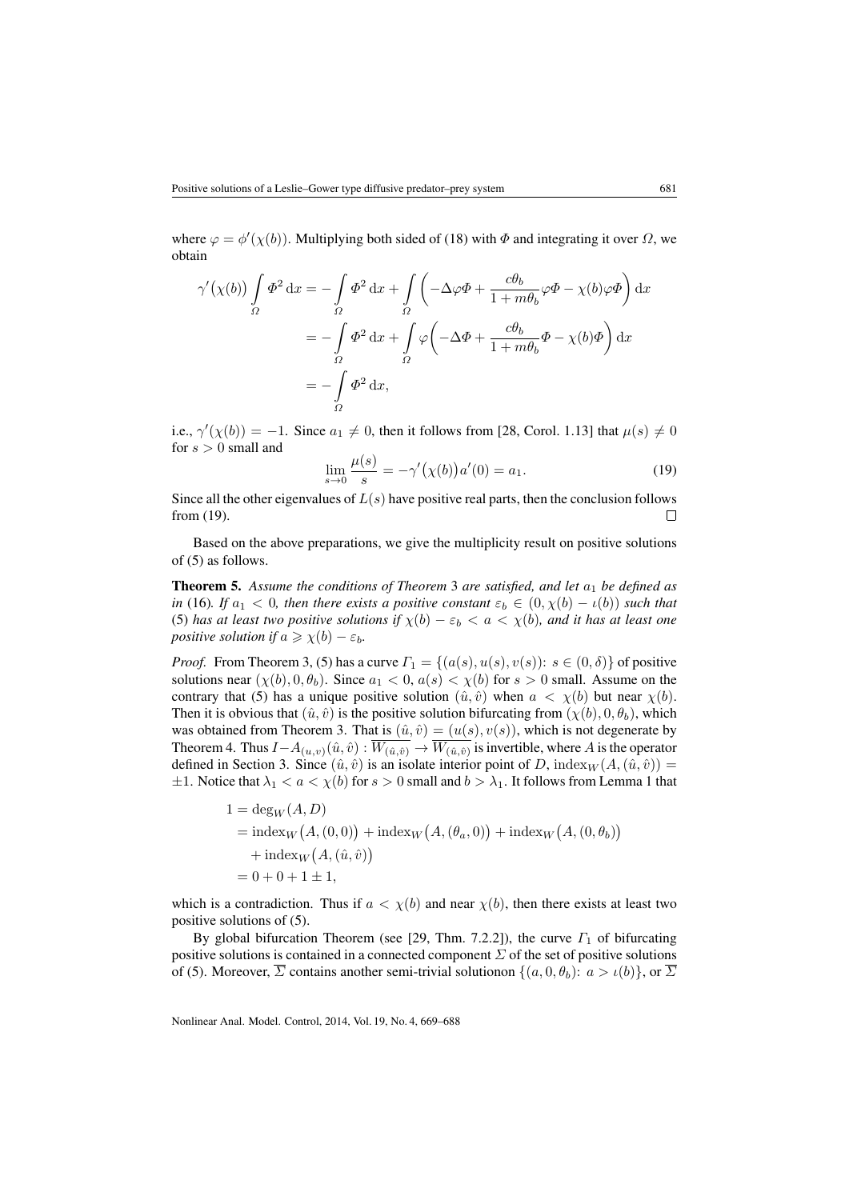where $\varphi = \phi'(\chi(b))$. Multiplying both sided of (18) with $\Phi$ and integrating it over $\Omega$, we obtain

$$\begin{aligned}
\gamma'\big(\chi(b)\big) \int\limits_{\Omega} \Phi^2 \,\mathrm{d}x &= -\int\limits_{\Omega} \Phi^2 \,\mathrm{d}x + \int\limits_{\Omega} \left( -\Delta\varphi\Phi + \frac{c\theta_b}{1+m\theta_b}\varphi\Phi - \chi(b)\varphi\Phi \right) \mathrm{d}x \\
&= -\int\limits_{\Omega} \Phi^2 \,\mathrm{d}x + \int\limits_{\Omega} \varphi \left( -\Delta\Phi + \frac{c\theta_b}{1+m\theta_b}\Phi - \chi(b)\Phi \right) \mathrm{d}x \\
&= -\int\limits_{\Omega} \Phi^2 \,\mathrm{d}x,
\end{aligned}$$

i.e., $\gamma'(\chi(b)) = -1$. Since $a_1 \neq 0$, then it follows from [28, Corol. 1.13] that $\mu(s) \neq 0$ for $s > 0$ small and

$$\lim_{s \to 0} \frac{\mu(s)}{s} = -\gamma'\big(\chi(b)\big)a'(0) = a_1. \tag{19}$$

Since all the other eigenvalues of $L(s)$ have positive real parts, then the conclusion follows from (19). $\square$

Based on the above preparations, we give the multiplicity result on positive solutions of (5) as follows.

**Theorem 5.** *Assume the conditions of Theorem 3 are satisfied, and let $a_1$ be defined as in (16). If $a_1 < 0$, then there exists a positive constant $\varepsilon_b \in (0, \chi(b) - \iota(b))$ such that (5) has at least two positive solutions if $\chi(b) - \varepsilon_b < a < \chi(b)$, and it has at least one positive solution if $a \geqslant \chi(b) - \varepsilon_b$.*

*Proof.* From Theorem 3, (5) has a curve $\Gamma_1 = \{(a(s), u(s), v(s)) \colon s \in (0, \delta)\}$ of positive solutions near $(\chi(b), 0, \theta_b)$. Since $a_1 < 0$, $a(s) < \chi(b)$ for $s > 0$ small. Assume on the contrary that (5) has a unique positive solution $(\hat{u}, \hat{v})$ when $a < \chi(b)$ but near $\chi(b)$. Then it is obvious that $(\hat{u}, \hat{v})$ is the positive solution bifurcating from $(\chi(b), 0, \theta_b)$, which was obtained from Theorem 3. That is $(\hat{u}, \hat{v}) = (u(s), v(s))$, which is not degenerate by Theorem 4. Thus $I - A_{(u,v)}(\hat{u}, \hat{v}) : \overline{W_{(\hat{u},\hat{v})}} \to \overline{W_{(\hat{u},\hat{v})}}$ is invertible, where $A$ is the operator defined in Section 3. Since $(\hat{u}, \hat{v})$ is an isolate interior point of $D$, $\mathrm{index}_W(A, (\hat{u}, \hat{v})) = \pm 1$. Notice that $\lambda_1 < a < \chi(b)$ for $s > 0$ small and $b > \lambda_1$. It follows from Lemma 1 that

$$\begin{aligned}
1 &= \deg_W(A, D) \\
&= \mathrm{index}_W\big(A, (0,0)\big) + \mathrm{index}_W\big(A, (\theta_a, 0)\big) + \mathrm{index}_W\big(A, (0, \theta_b)\big) \\
&\quad + \mathrm{index}_W\big(A, (\hat{u}, \hat{v})\big) \\
&= 0 + 0 + 1 \pm 1,
\end{aligned}$$

which is a contradiction. Thus if $a < \chi(b)$ and near $\chi(b)$, then there exists at least two positive solutions of (5).

By global bifurcation Theorem (see [29, Thm. 7.2.2]), the curve $\Gamma_1$ of bifurcating positive solutions is contained in a connected component $\Sigma$ of the set of positive solutions of (5). Moreover, $\overline{\Sigma}$ contains another semi-trivial solutionon $\{(a, 0, \theta_b) \colon a > \iota(b)\}$, or $\overline{\Sigma}$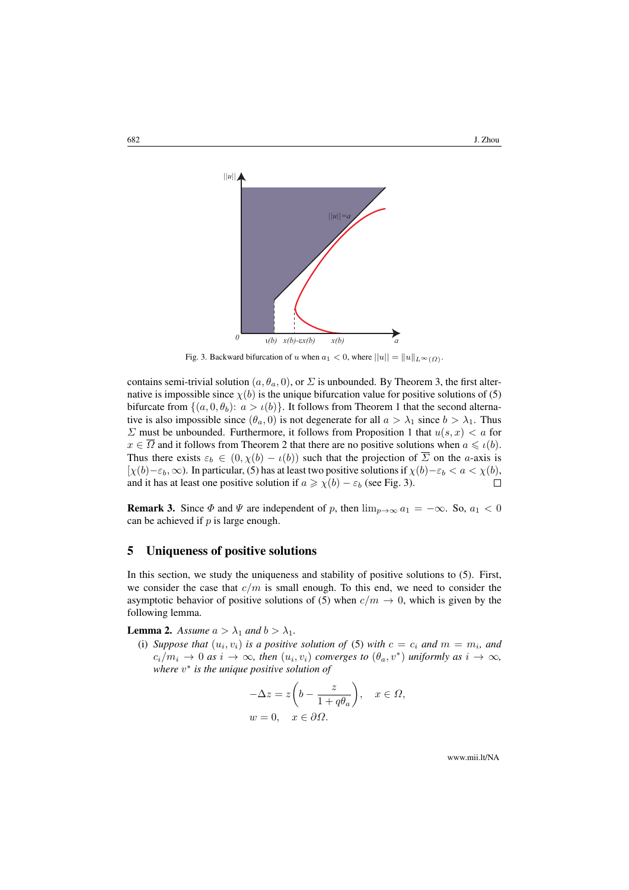Fig. 3. Backward bifurcation of $u$ when $a_1 < 0$, where $||u|| = \|u\|_{L^\infty(\Omega)}$.

contains semi-trivial solution $(a, \theta_a, 0)$, or $\Sigma$ is unbounded. By Theorem 3, the first alternative is impossible since $\chi(b)$ is the unique bifurcation value for positive solutions of (5) bifurcate from $\{(a, 0, \theta_b)\colon a > \iota(b)\}$. It follows from Theorem 1 that the second alternative is also impossible since $(\theta_a, 0)$ is not degenerate for all $a > \lambda_1$ since $b > \lambda_1$. Thus $\Sigma$ must be unbounded. Furthermore, it follows from Proposition 1 that $u(s, x) < a$ for $x \in \overline{\Omega}$ and it follows from Theorem 2 that there are no positive solutions when $a \leqslant \iota(b)$. Thus there exists $\varepsilon_b \in (0, \chi(b) - \iota(b))$ such that the projection of $\overline{\Sigma}$ on the $a$-axis is $[\chi(b)-\varepsilon_b, \infty)$. In particular, (5) has at least two positive solutions if $\chi(b)-\varepsilon_b < a < \chi(b)$, and it has at least one positive solution if $a \geqslant \chi(b) - \varepsilon_b$ (see Fig. 3). $\square$

**Remark 3.** Since $\Phi$ and $\Psi$ are independent of $p$, then $\lim_{p\to\infty} a_1 = -\infty$. So, $a_1 < 0$ can be achieved if $p$ is large enough.

## 5 Uniqueness of positive solutions

In this section, we study the uniqueness and stability of positive solutions to (5). First, we consider the case that $c/m$ is small enough. To this end, we need to consider the asymptotic behavior of positive solutions of (5) when $c/m \to 0$, which is given by the following lemma.

**Lemma 2.** *Assume $a > \lambda_1$ and $b > \lambda_1$.*

(i) *Suppose that $(u_i, v_i)$ is a positive solution of* (5) *with $c = c_i$ and $m = m_i$, and $c_i/m_i \to 0$ as $i \to \infty$, then $(u_i, v_i)$ converges to $(\theta_a, v^*)$ uniformly as $i \to \infty$, where $v^*$ is the unique positive solution of*

$$-\Delta z = z\left(b - \frac{z}{1 + q\theta_a}\right), \quad x \in \Omega,$$
$$w = 0, \quad x \in \partial\Omega.$$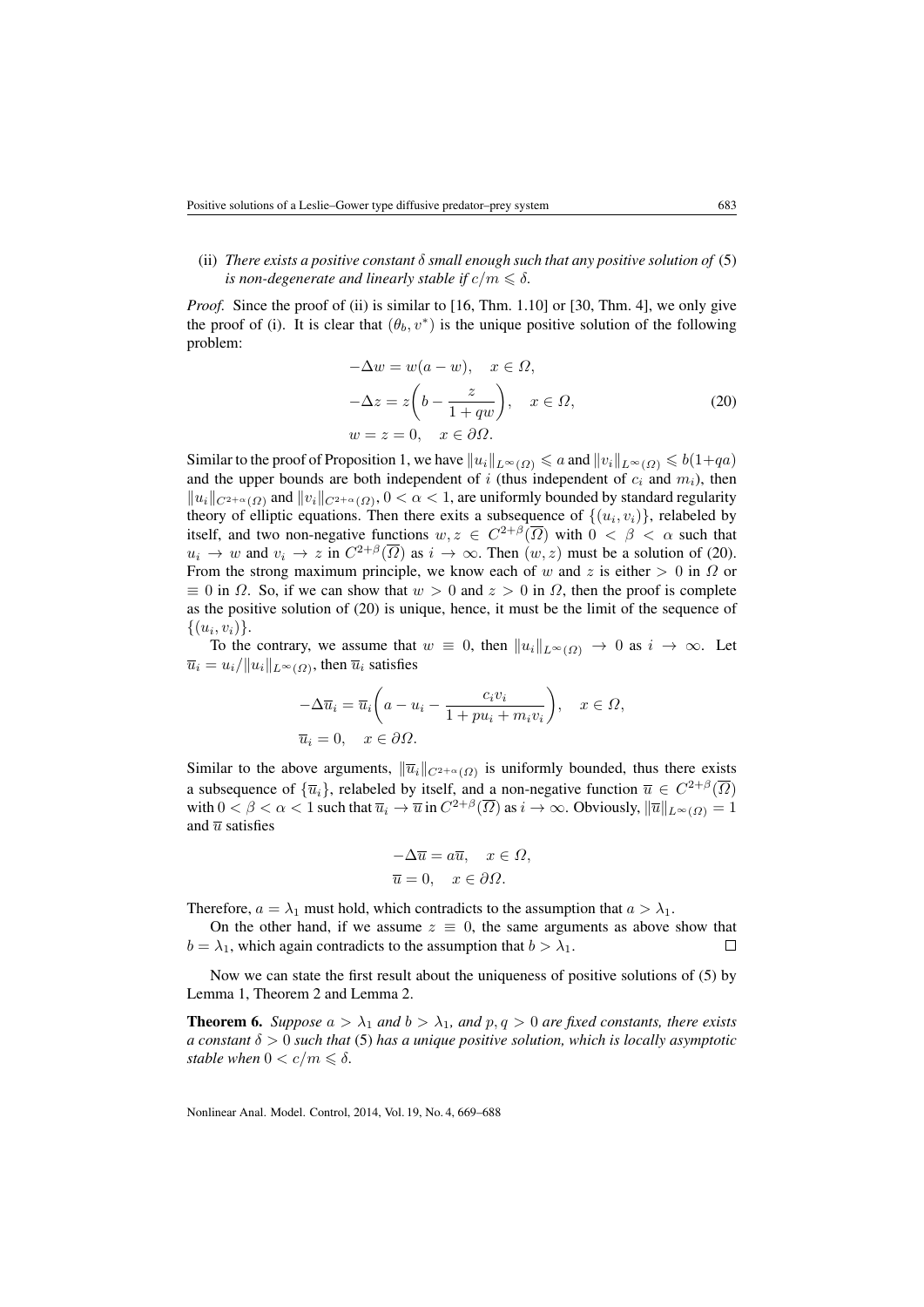(ii) *There exists a positive constant $\delta$ small enough such that any positive solution of* (5) *is non-degenerate and linearly stable if $c/m \leqslant \delta$.*

*Proof.* Since the proof of (ii) is similar to [16, Thm. 1.10] or [30, Thm. 4], we only give the proof of (i). It is clear that $(\theta_b, v^*)$ is the unique positive solution of the following problem:

$$
\begin{aligned}
&-\Delta w = w(a - w), \quad x \in \Omega,\\
&-\Delta z = z\left(b - \frac{z}{1 + qw}\right), \quad x \in \Omega,\\
&w = z = 0, \quad x \in \partial\Omega.
\end{aligned}
\tag{20}
$$

Similar to the proof of Proposition 1, we have $\|u_i\|_{L^\infty(\Omega)} \leqslant a$ and $\|v_i\|_{L^\infty(\Omega)} \leqslant b(1+qa)$ and the upper bounds are both independent of $i$ (thus independent of $c_i$ and $m_i$), then $\|u_i\|_{C^{2+\alpha}(\Omega)}$ and $\|v_i\|_{C^{2+\alpha}(\Omega)}$, $0 < \alpha < 1$, are uniformly bounded by standard regularity theory of elliptic equations. Then there exits a subsequence of $\{(u_i, v_i)\}$, relabeled by itself, and two non-negative functions $w, z \in C^{2+\beta}(\overline{\Omega})$ with $0 < \beta < \alpha$ such that $u_i \to w$ and $v_i \to z$ in $C^{2+\beta}(\overline{\Omega})$ as $i \to \infty$. Then $(w, z)$ must be a solution of (20). From the strong maximum principle, we know each of $w$ and $z$ is either $> 0$ in $\Omega$ or $\equiv 0$ in $\Omega$. So, if we can show that $w > 0$ and $z > 0$ in $\Omega$, then the proof is complete as the positive solution of (20) is unique, hence, it must be the limit of the sequence of $\{(u_i, v_i)\}$.

To the contrary, we assume that $w \equiv 0$, then $\|u_i\|_{L^\infty(\Omega)} \to 0$ as $i \to \infty$. Let $\overline{u}_i = u_i/\|u_i\|_{L^\infty(\Omega)}$, then $\overline{u}_i$ satisfies

$$
\begin{aligned}
&-\Delta \overline{u}_i = \overline{u}_i\left(a - u_i - \frac{c_i v_i}{1 + pu_i + m_i v_i}\right), \quad x \in \Omega,\\
&\overline{u}_i = 0, \quad x \in \partial\Omega.
\end{aligned}
$$

Similar to the above arguments, $\|\overline{u}_i\|_{C^{2+\alpha}(\Omega)}$ is uniformly bounded, thus there exists a subsequence of $\{\overline{u}_i\}$, relabeled by itself, and a non-negative function $\overline{u} \in C^{2+\beta}(\overline{\Omega})$ with $0 < \beta < \alpha < 1$ such that $\overline{u}_i \to \overline{u}$ in $C^{2+\beta}(\overline{\Omega})$ as $i \to \infty$. Obviously, $\|\overline{u}\|_{L^\infty(\Omega)} = 1$ and $\overline{u}$ satisfies

$$
\begin{aligned}
&-\Delta \overline{u} = a\overline{u}, \quad x \in \Omega,\\
&\overline{u} = 0, \quad x \in \partial\Omega.
\end{aligned}
$$

Therefore, $a = \lambda_1$ must hold, which contradicts to the assumption that $a > \lambda_1$.

On the other hand, if we assume $z \equiv 0$, the same arguments as above show that $b = \lambda_1$, which again contradicts to the assumption that $b > \lambda_1$. $\square$

Now we can state the first result about the uniqueness of positive solutions of (5) by Lemma 1, Theorem 2 and Lemma 2.

**Theorem 6.** *Suppose $a > \lambda_1$ and $b > \lambda_1$, and $p, q > 0$ are fixed constants, there exists a constant $\delta > 0$ such that* (5) *has a unique positive solution, which is locally asymptotic stable when $0 < c/m \leqslant \delta$.*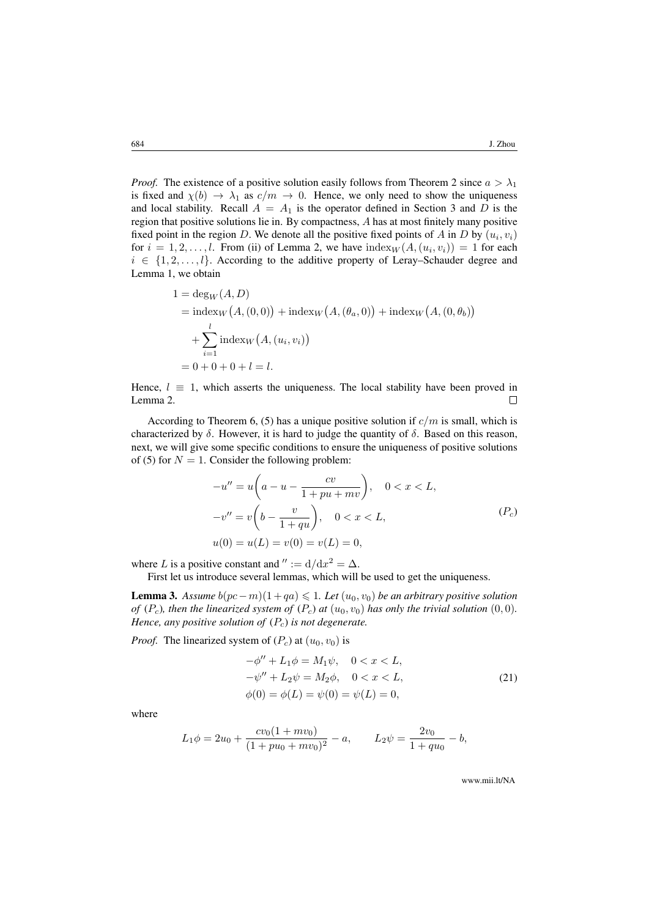*Proof.* The existence of a positive solution easily follows from Theorem 2 since $a > \lambda_1$ is fixed and $\chi(b) \to \lambda_1$ as $c/m \to 0$. Hence, we only need to show the uniqueness and local stability. Recall $A = A_1$ is the operator defined in Section 3 and $D$ is the region that positive solutions lie in. By compactness, $A$ has at most finitely many positive fixed point in the region $D$. We denote all the positive fixed points of $A$ in $D$ by $(u_i, v_i)$ for $i = 1, 2, \ldots, l$. From (ii) of Lemma 2, we have $\mathrm{index}_W(A, (u_i, v_i)) = 1$ for each $i \in \{1, 2, \ldots, l\}$. According to the additive property of Leray–Schauder degree and Lemma 1, we obtain

$$
\begin{aligned}
1 &= \deg_W(A, D) \\
&= \mathrm{index}_W\big(A, (0,0)\big) + \mathrm{index}_W\big(A, (\theta_a, 0)\big) + \mathrm{index}_W\big(A, (0, \theta_b)\big) \\
&\quad + \sum_{i=1}^{l} \mathrm{index}_W\big(A, (u_i, v_i)\big) \\
&= 0 + 0 + 0 + l = l.
\end{aligned}
$$

Hence, $l \equiv 1$, which asserts the uniqueness. The local stability have been proved in Lemma 2. $\square$

According to Theorem 6, (5) has a unique positive solution if $c/m$ is small, which is characterized by $\delta$. However, it is hard to judge the quantity of $\delta$. Based on this reason, next, we will give some specific conditions to ensure the uniqueness of positive solutions of (5) for $N = 1$. Consider the following problem:

$$
\begin{aligned}
&-u'' = u\left(a - u - \frac{cv}{1 + pu + mv}\right), \quad 0 < x < L, \\
&-v'' = v\left(b - \frac{v}{1 + qu}\right), \quad 0 < x < L, \\
&u(0) = u(L) = v(0) = v(L) = 0,
\end{aligned}
\tag{$P_c$}
$$

where $L$ is a positive constant and $'' := \mathrm{d}/\mathrm{d}x^2 = \Delta$.

First let us introduce several lemmas, which will be used to get the uniqueness.

**Lemma 3.** *Assume $b(pc - m)(1 + qa) \leqslant 1$. Let $(u_0, v_0)$ be an arbitrary positive solution of ($P_c$), then the linearized system of ($P_c$) at $(u_0, v_0)$ has only the trivial solution $(0, 0)$. Hence, any positive solution of ($P_c$) is not degenerate.*

*Proof.* The linearized system of ($P_c$) at $(u_0, v_0)$ is

$$
\begin{aligned}
&-\phi'' + L_1\phi = M_1\psi, \quad 0 < x < L, \\
&-\psi'' + L_2\psi = M_2\phi, \quad 0 < x < L, \\
&\phi(0) = \phi(L) = \psi(0) = \psi(L) = 0,
\end{aligned}
\tag{21}
$$

where

$$
L_1\phi = 2u_0 + \frac{cv_0(1 + mv_0)}{(1 + pu_0 + mv_0)^2} - a, \qquad L_2\psi = \frac{2v_0}{1 + qu_0} - b,
$$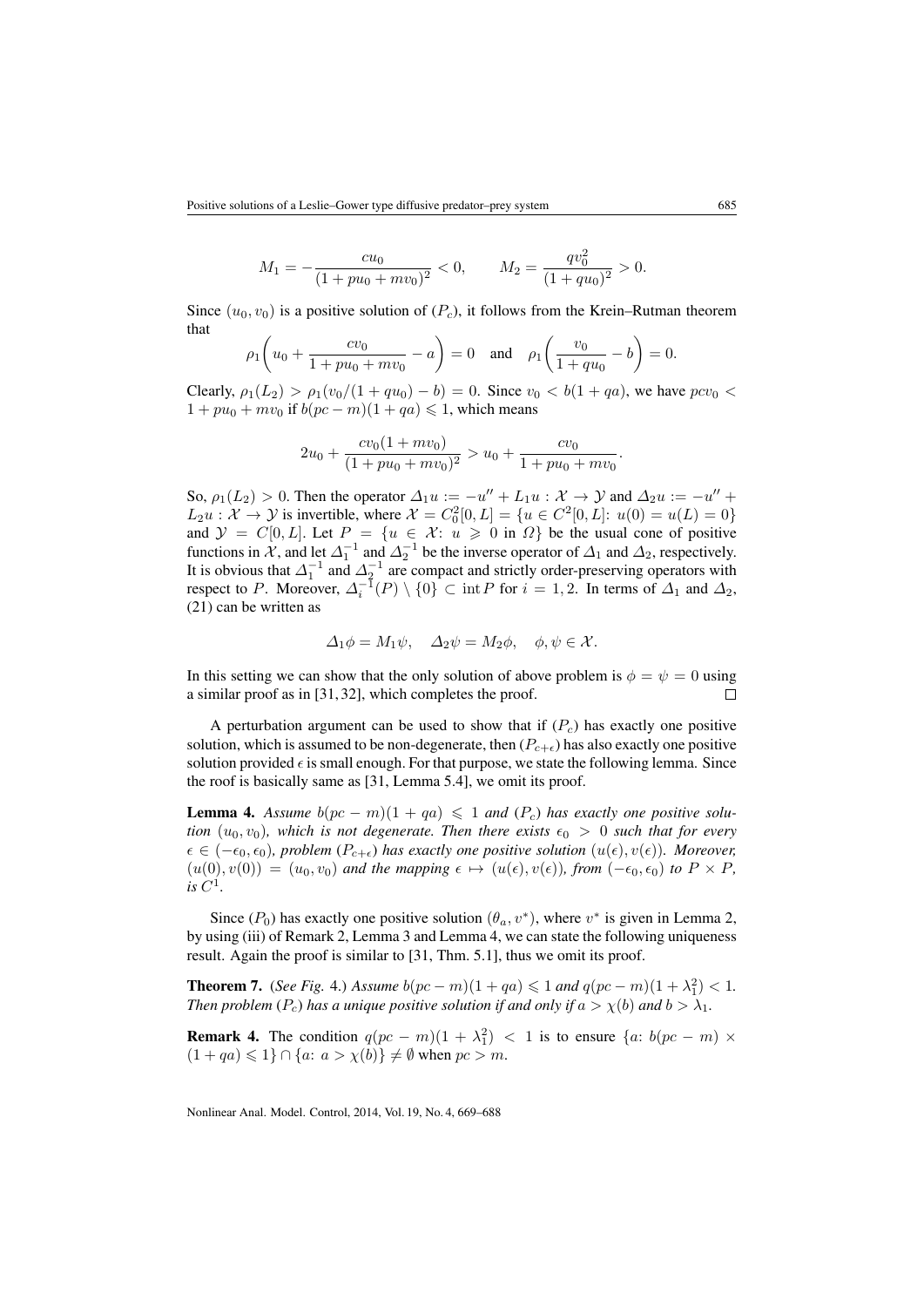$$M_1 = -\frac{cu_0}{(1 + pu_0 + mv_0)^2} < 0, \qquad M_2 = \frac{qv_0^2}{(1 + qu_0)^2} > 0.$$

Since $(u_0, v_0)$ is a positive solution of $(P_c)$, it follows from the Krein–Rutman theorem that

$$\rho_1\left(u_0 + \frac{cv_0}{1 + pu_0 + mv_0} - a\right) = 0 \quad \text{and} \quad \rho_1\left(\frac{v_0}{1 + qu_0} - b\right) = 0.$$

Clearly, $\rho_1(L_2) > \rho_1(v_0/(1 + qu_0) - b) = 0$. Since $v_0 < b(1 + qa)$, we have $pcv_0 < 1 + pu_0 + mv_0$ if $b(pc - m)(1 + qa) \leqslant 1$, which means

$$2u_0 + \frac{cv_0(1 + mv_0)}{(1 + pu_0 + mv_0)^2} > u_0 + \frac{cv_0}{1 + pu_0 + mv_0}.$$

So, $\rho_1(L_2) > 0$. Then the operator $\Delta_1 u := -u'' + L_1 u : \mathcal{X} \to \mathcal{Y}$ and $\Delta_2 u := -u'' + L_2 u : \mathcal{X} \to \mathcal{Y}$ is invertible, where $\mathcal{X} = C_0^2[0, L] = \{u \in C^2[0, L]\colon u(0) = u(L) = 0\}$ and $\mathcal{Y} = C[0, L]$. Let $P = \{u \in \mathcal{X}\colon u \geqslant 0 \text{ in } \Omega\}$ be the usual cone of positive functions in $\mathcal{X}$, and let $\Delta_1^{-1}$ and $\Delta_2^{-1}$ be the inverse operator of $\Delta_1$ and $\Delta_2$, respectively. It is obvious that $\Delta_1^{-1}$ and $\Delta_2^{-1}$ are compact and strictly order-preserving operators with respect to $P$. Moreover, $\Delta_i^{-1}(P) \setminus \{0\} \subset \operatorname{int} P$ for $i = 1, 2$. In terms of $\Delta_1$ and $\Delta_2$, (21) can be written as

$$\Delta_1 \phi = M_1 \psi, \quad \Delta_2 \psi = M_2 \phi, \quad \phi, \psi \in \mathcal{X}.$$

In this setting we can show that the only solution of above problem is $\phi = \psi = 0$ using a similar proof as in [31, 32], which completes the proof. $\square$

A perturbation argument can be used to show that if $(P_c)$ has exactly one positive solution, which is assumed to be non-degenerate, then $(P_{c+\epsilon})$ has also exactly one positive solution provided $\epsilon$ is small enough. For that purpose, we state the following lemma. Since the roof is basically same as [31, Lemma 5.4], we omit its proof.

**Lemma 4.** *Assume $b(pc - m)(1 + qa) \leqslant 1$ and $(P_c)$ has exactly one positive solution $(u_0, v_0)$, which is not degenerate. Then there exists $\epsilon_0 > 0$ such that for every $\epsilon \in (-\epsilon_0, \epsilon_0)$, problem $(P_{c+\epsilon})$ has exactly one positive solution $(u(\epsilon), v(\epsilon))$. Moreover, $(u(0), v(0)) = (u_0, v_0)$ and the mapping $\epsilon \mapsto (u(\epsilon), v(\epsilon))$, from $(-\epsilon_0, \epsilon_0)$ to $P \times P$, is $C^1$.*

Since $(P_0)$ has exactly one positive solution $(\theta_a, v^*)$, where $v^*$ is given in Lemma 2, by using (iii) of Remark 2, Lemma 3 and Lemma 4, we can state the following uniqueness result. Again the proof is similar to [31, Thm. 5.1], thus we omit its proof.

**Theorem 7.** (*See Fig.* 4.) *Assume $b(pc - m)(1 + qa) \leqslant 1$ and $q(pc - m)(1 + \lambda_1^2) < 1$. Then problem $(P_c)$ has a unique positive solution if and only if $a > \chi(b)$ and $b > \lambda_1$.*

**Remark 4.** The condition $q(pc - m)(1 + \lambda_1^2) < 1$ is to ensure $\{a\colon b(pc - m) \times (1 + qa) \leqslant 1\} \cap \{a\colon a > \chi(b)\} \neq \emptyset$ when $pc > m$.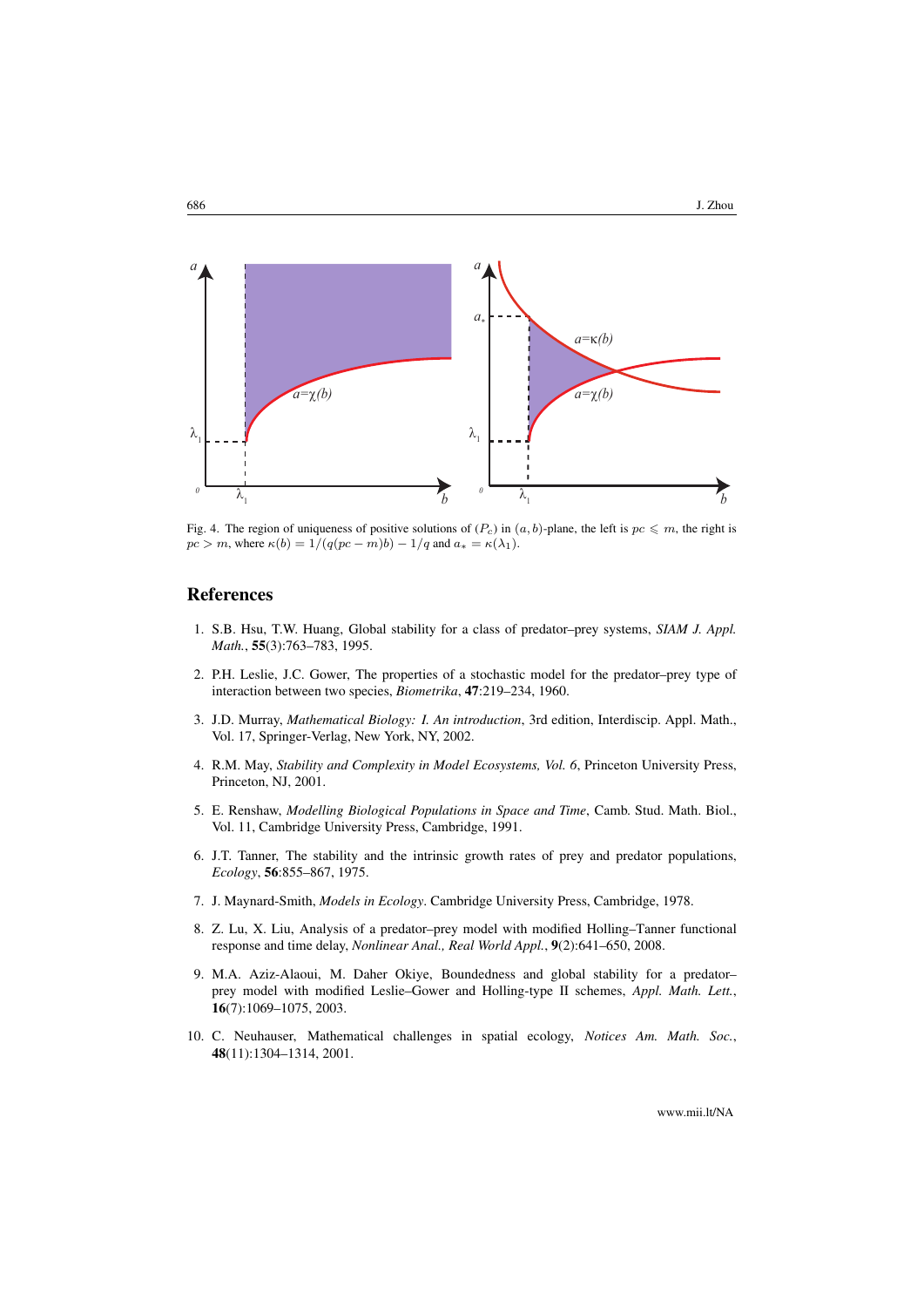Fig. 4. The region of uniqueness of positive solutions of $(P_c)$ in $(a, b)$-plane, the left is $pc \leqslant m$, the right is $pc > m$, where $\kappa(b) = 1/(q(pc - m)b) - 1/q$ and $a_* = \kappa(\lambda_1)$.

## References

1. S.B. Hsu, T.W. Huang, Global stability for a class of predator–prey systems, *SIAM J. Appl. Math.*, **55**(3):763–783, 1995.

2. P.H. Leslie, J.C. Gower, The properties of a stochastic model for the predator–prey type of interaction between two species, *Biometrika*, **47**:219–234, 1960.

3. J.D. Murray, *Mathematical Biology: I. An introduction*, 3rd edition, Interdiscip. Appl. Math., Vol. 17, Springer-Verlag, New York, NY, 2002.

4. R.M. May, *Stability and Complexity in Model Ecosystems, Vol. 6*, Princeton University Press, Princeton, NJ, 2001.

5. E. Renshaw, *Modelling Biological Populations in Space and Time*, Camb. Stud. Math. Biol., Vol. 11, Cambridge University Press, Cambridge, 1991.

6. J.T. Tanner, The stability and the intrinsic growth rates of prey and predator populations, *Ecology*, **56**:855–867, 1975.

7. J. Maynard-Smith, *Models in Ecology*. Cambridge University Press, Cambridge, 1978.

8. Z. Lu, X. Liu, Analysis of a predator–prey model with modified Holling–Tanner functional response and time delay, *Nonlinear Anal., Real World Appl.*, **9**(2):641–650, 2008.

9. M.A. Aziz-Alaoui, M. Daher Okiye, Boundedness and global stability for a predator–prey model with modified Leslie–Gower and Holling-type II schemes, *Appl. Math. Lett.*, **16**(7):1069–1075, 2003.

10. C. Neuhauser, Mathematical challenges in spatial ecology, *Notices Am. Math. Soc.*, **48**(11):1304–1314, 2001.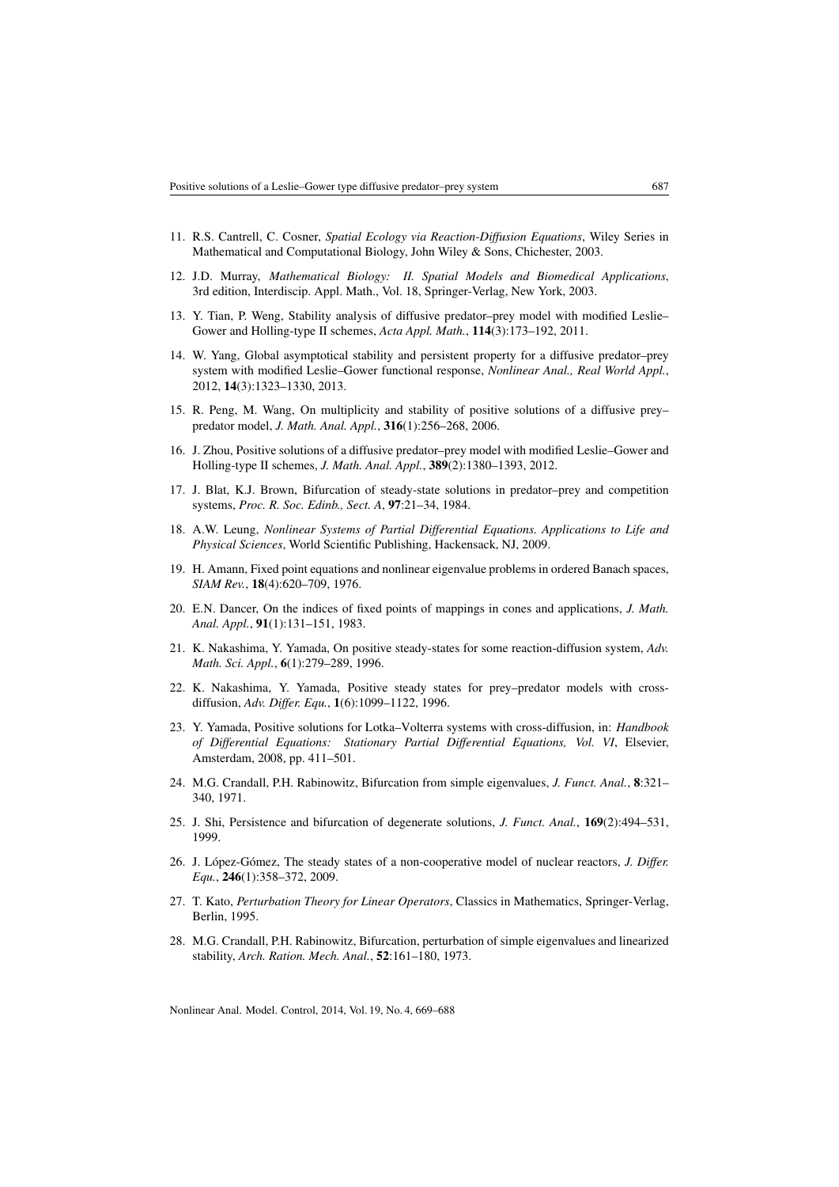11. R.S. Cantrell, C. Cosner, *Spatial Ecology via Reaction-Diffusion Equations*, Wiley Series in Mathematical and Computational Biology, John Wiley & Sons, Chichester, 2003.

12. J.D. Murray, *Mathematical Biology: II. Spatial Models and Biomedical Applications*, 3rd edition, Interdiscip. Appl. Math., Vol. 18, Springer-Verlag, New York, 2003.

13. Y. Tian, P. Weng, Stability analysis of diffusive predator–prey model with modified Leslie–Gower and Holling-type II schemes, *Acta Appl. Math.*, **114**(3):173–192, 2011.

14. W. Yang, Global asymptotical stability and persistent property for a diffusive predator–prey system with modified Leslie–Gower functional response, *Nonlinear Anal., Real World Appl.*, 2012, **14**(3):1323–1330, 2013.

15. R. Peng, M. Wang, On multiplicity and stability of positive solutions of a diffusive prey–predator model, *J. Math. Anal. Appl.*, **316**(1):256–268, 2006.

16. J. Zhou, Positive solutions of a diffusive predator–prey model with modified Leslie–Gower and Holling-type II schemes, *J. Math. Anal. Appl.*, **389**(2):1380–1393, 2012.

17. J. Blat, K.J. Brown, Bifurcation of steady-state solutions in predator–prey and competition systems, *Proc. R. Soc. Edinb., Sect. A*, **97**:21–34, 1984.

18. A.W. Leung, *Nonlinear Systems of Partial Differential Equations. Applications to Life and Physical Sciences*, World Scientific Publishing, Hackensack, NJ, 2009.

19. H. Amann, Fixed point equations and nonlinear eigenvalue problems in ordered Banach spaces, *SIAM Rev.*, **18**(4):620–709, 1976.

20. E.N. Dancer, On the indices of fixed points of mappings in cones and applications, *J. Math. Anal. Appl.*, **91**(1):131–151, 1983.

21. K. Nakashima, Y. Yamada, On positive steady-states for some reaction-diffusion system, *Adv. Math. Sci. Appl.*, **6**(1):279–289, 1996.

22. K. Nakashima, Y. Yamada, Positive steady states for prey–predator models with cross-diffusion, *Adv. Differ. Equ.*, **1**(6):1099–1122, 1996.

23. Y. Yamada, Positive solutions for Lotka–Volterra systems with cross-diffusion, in: *Handbook of Differential Equations: Stationary Partial Differential Equations, Vol. VI*, Elsevier, Amsterdam, 2008, pp. 411–501.

24. M.G. Crandall, P.H. Rabinowitz, Bifurcation from simple eigenvalues, *J. Funct. Anal.*, **8**:321–340, 1971.

25. J. Shi, Persistence and bifurcation of degenerate solutions, *J. Funct. Anal.*, **169**(2):494–531, 1999.

26. J. López-Gómez, The steady states of a non-cooperative model of nuclear reactors, *J. Differ. Equ.*, **246**(1):358–372, 2009.

27. T. Kato, *Perturbation Theory for Linear Operators*, Classics in Mathematics, Springer-Verlag, Berlin, 1995.

28. M.G. Crandall, P.H. Rabinowitz, Bifurcation, perturbation of simple eigenvalues and linearized stability, *Arch. Ration. Mech. Anal.*, **52**:161–180, 1973.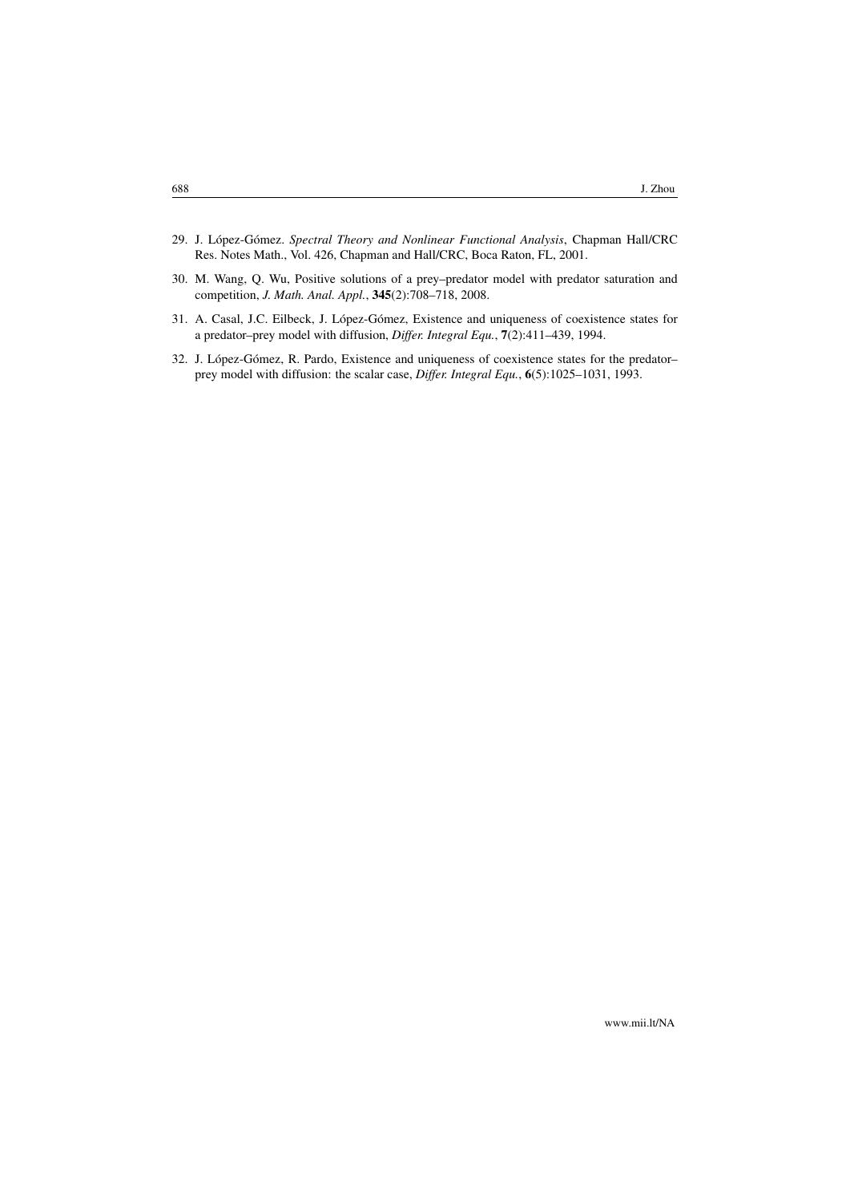29. J. López-Gómez. *Spectral Theory and Nonlinear Functional Analysis*, Chapman Hall/CRC Res. Notes Math., Vol. 426, Chapman and Hall/CRC, Boca Raton, FL, 2001.

30. M. Wang, Q. Wu, Positive solutions of a prey–predator model with predator saturation and competition, *J. Math. Anal. Appl.*, **345**(2):708–718, 2008.

31. A. Casal, J.C. Eilbeck, J. López-Gómez, Existence and uniqueness of coexistence states for a predator–prey model with diffusion, *Differ. Integral Equ.*, **7**(2):411–439, 1994.

32. J. López-Gómez, R. Pardo, Existence and uniqueness of coexistence states for the predator–prey model with diffusion: the scalar case, *Differ. Integral Equ.*, **6**(5):1025–1031, 1993.